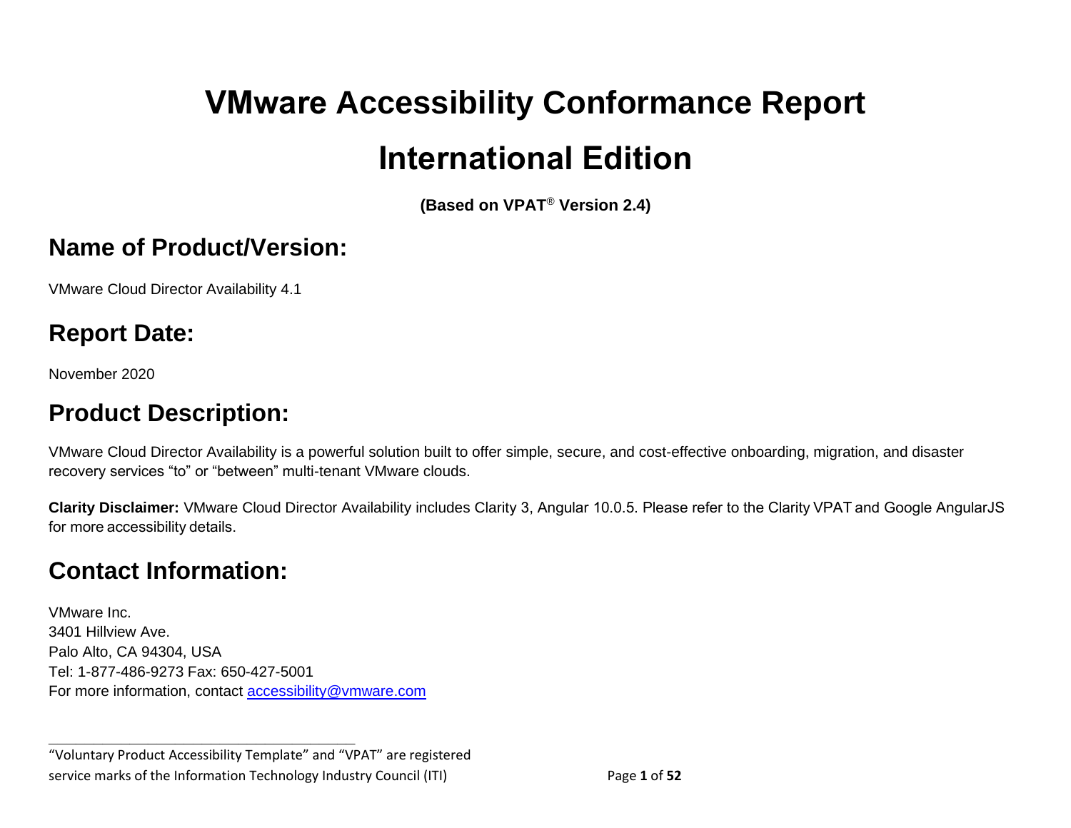# VMware Accessibility Conformance Report

# International Edition

**(Based on VPAT® Version 2.4)**

## Name of Product/Version:

VMware Cloud Director Availability 4.1

## Report Date:

November 2020

## Product Description:

VMware Cloud Director Availability is a powerful solution built to offer simple, secure, and cost-effective onboarding, migration, and disaster recovery services "to" or "between" multi-tenant VMware clouds.

**Clarity Disclaimer:** VMware Cloud Director Availability includes Clarity 3, Angular 10.0.5. Please refer to the Clarity VPAT and Google AngularJS for more accessibility details.

## Contact Information:

VMware Inc.
3401 Hillview Ave.
Palo Alto, CA 94304, USA
Tel: 1-877-486-9273 Fax: 650-427-5001
For more information, contact accessibility@vmware.com

---

"Voluntary Product Accessibility Template" and "VPAT" are registered service marks of the Information Technology Industry Council (ITI)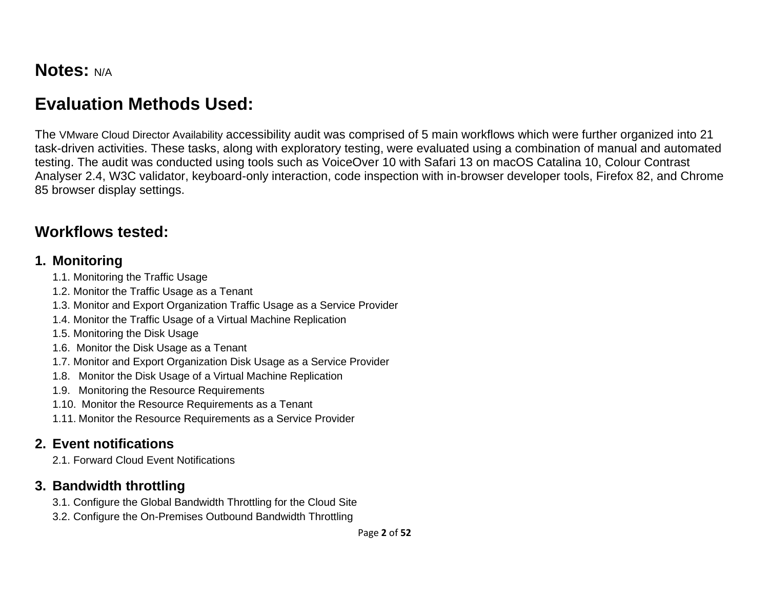**Notes:** N/A

## Evaluation Methods Used:

The VMware Cloud Director Availability accessibility audit was comprised of 5 main workflows which were further organized into 21 task-driven activities. These tasks, along with exploratory testing, were evaluated using a combination of manual and automated testing. The audit was conducted using tools such as VoiceOver 10 with Safari 13 on macOS Catalina 10, Colour Contrast Analyser 2.4, W3C validator, keyboard-only interaction, code inspection with in-browser developer tools, Firefox 82, and Chrome 85 browser display settings.

## Workflows tested:

### 1. Monitoring

- 1.1. Monitoring the Traffic Usage
- 1.2. Monitor the Traffic Usage as a Tenant
- 1.3. Monitor and Export Organization Traffic Usage as a Service Provider
- 1.4. Monitor the Traffic Usage of a Virtual Machine Replication
- 1.5. Monitoring the Disk Usage
- 1.6. Monitor the Disk Usage as a Tenant
- 1.7. Monitor and Export Organization Disk Usage as a Service Provider
- 1.8. Monitor the Disk Usage of a Virtual Machine Replication
- 1.9. Monitoring the Resource Requirements
- 1.10. Monitor the Resource Requirements as a Tenant
- 1.11. Monitor the Resource Requirements as a Service Provider

### 2. Event notifications

- 2.1. Forward Cloud Event Notifications

### 3. Bandwidth throttling

- 3.1. Configure the Global Bandwidth Throttling for the Cloud Site
- 3.2. Configure the On-Premises Outbound Bandwidth Throttling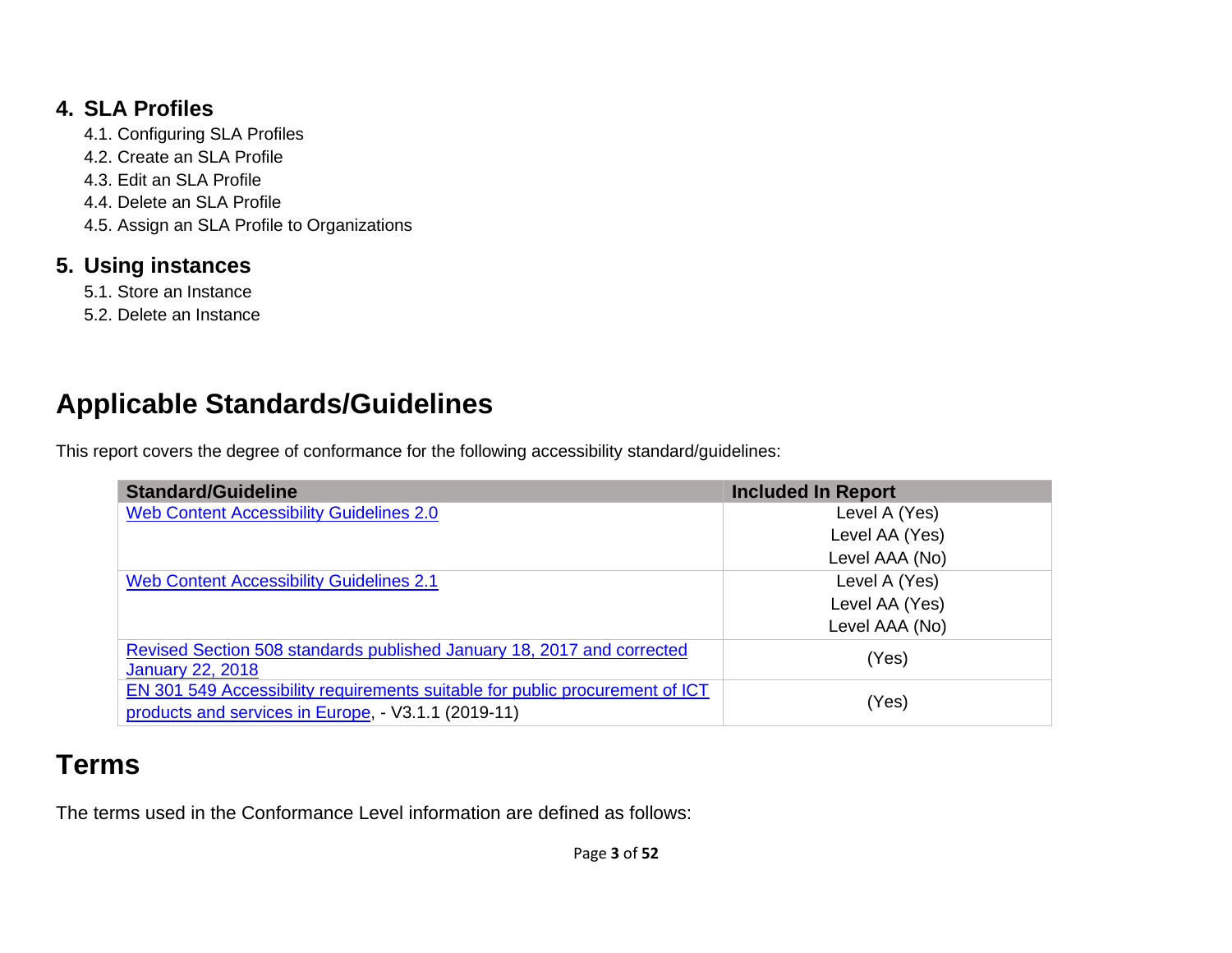## 4. SLA Profiles

4.1. Configuring SLA Profiles
4.2. Create an SLA Profile
4.3. Edit an SLA Profile
4.4. Delete an SLA Profile
4.5. Assign an SLA Profile to Organizations

## 5. Using instances

5.1. Store an Instance
5.2. Delete an Instance

# Applicable Standards/Guidelines

This report covers the degree of conformance for the following accessibility standard/guidelines:

| Standard/Guideline | Included In Report |
|---|---|
| [Web Content Accessibility Guidelines 2.0]() | Level A (Yes)<br>Level AA (Yes)<br>Level AAA (No) |
| [Web Content Accessibility Guidelines 2.1]() | Level A (Yes)<br>Level AA (Yes)<br>Level AAA (No) |
| [Revised Section 508 standards published January 18, 2017 and corrected January 22, 2018]() | (Yes) |
| [EN 301 549 Accessibility requirements suitable for public procurement of ICT products and services in Europe](), - V3.1.1 (2019-11) | (Yes) |

# Terms

The terms used in the Conformance Level information are defined as follows: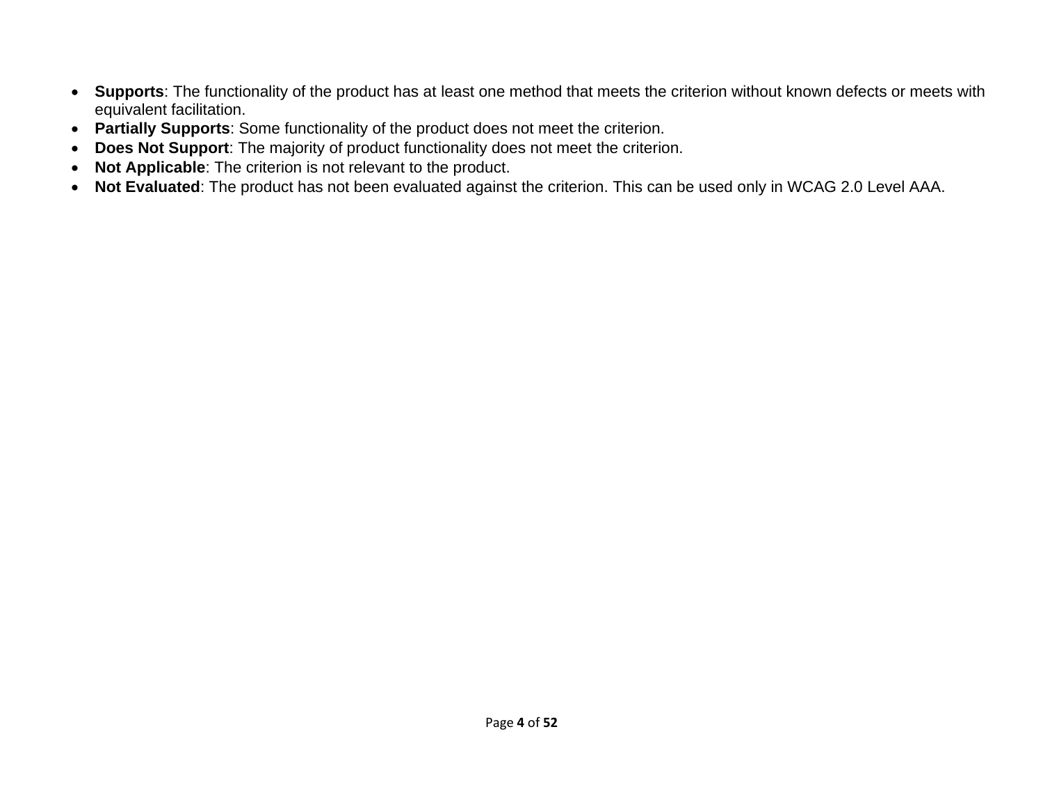- **Supports**: The functionality of the product has at least one method that meets the criterion without known defects or meets with equivalent facilitation.
- **Partially Supports**: Some functionality of the product does not meet the criterion.
- **Does Not Support**: The majority of product functionality does not meet the criterion.
- **Not Applicable**: The criterion is not relevant to the product.
- **Not Evaluated**: The product has not been evaluated against the criterion. This can be used only in WCAG 2.0 Level AAA.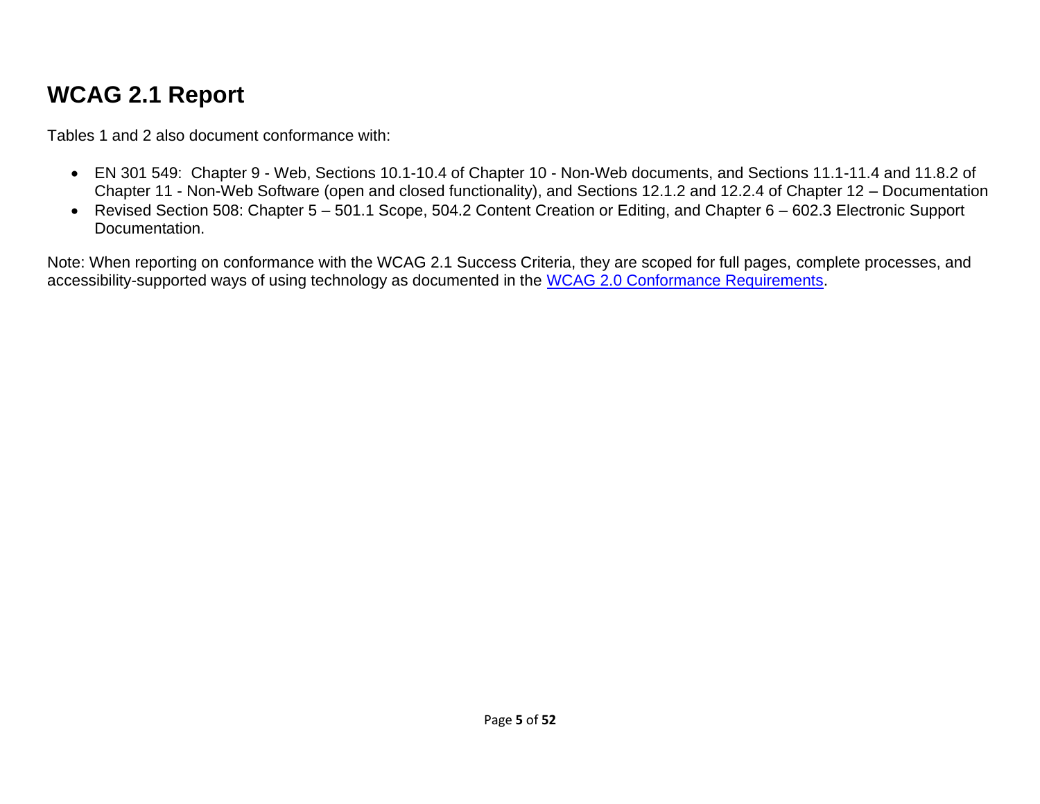# WCAG 2.1 Report

Tables 1 and 2 also document conformance with:

- EN 301 549: Chapter 9 - Web, Sections 10.1-10.4 of Chapter 10 - Non-Web documents, and Sections 11.1-11.4 and 11.8.2 of Chapter 11 - Non-Web Software (open and closed functionality), and Sections 12.1.2 and 12.2.4 of Chapter 12 – Documentation
- Revised Section 508: Chapter 5 – 501.1 Scope, 504.2 Content Creation or Editing, and Chapter 6 – 602.3 Electronic Support Documentation.

Note: When reporting on conformance with the WCAG 2.1 Success Criteria, they are scoped for full pages, complete processes, and accessibility-supported ways of using technology as documented in the WCAG 2.0 Conformance Requirements.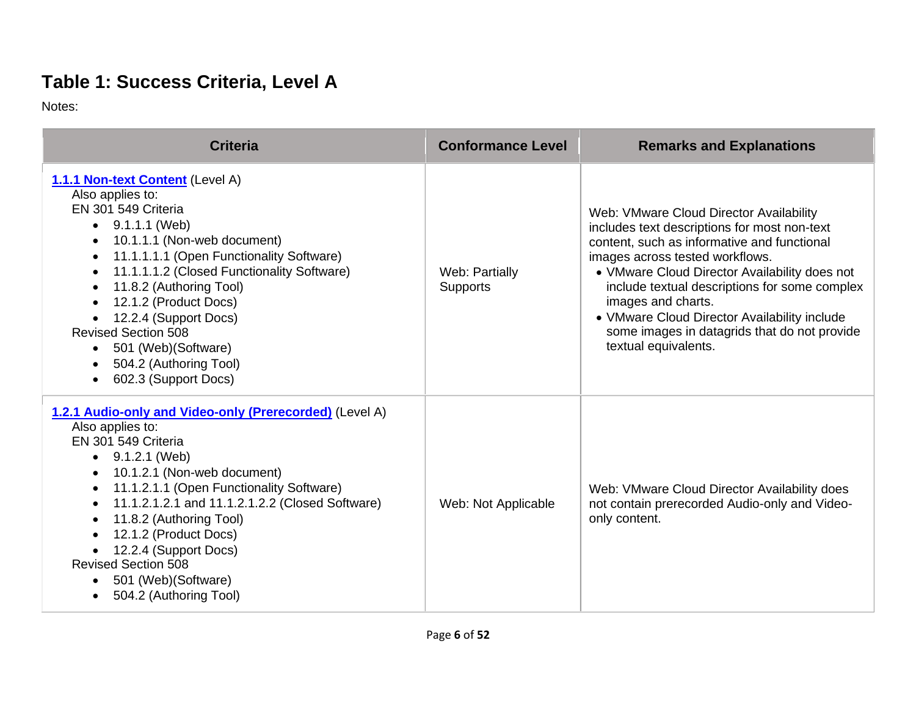# Table 1: Success Criteria, Level A

Notes:

| Criteria | Conformance Level | Remarks and Explanations |
|---|---|---|
| **1.1.1 Non-text Content** (Level A)<br>Also applies to:<br>EN 301 549 Criteria<br>• 9.1.1.1 (Web)<br>• 10.1.1.1 (Non-web document)<br>• 11.1.1.1.1 (Open Functionality Software)<br>• 11.1.1.1.2 (Closed Functionality Software)<br>• 11.8.2 (Authoring Tool)<br>• 12.1.2 (Product Docs)<br>• 12.2.4 (Support Docs)<br>Revised Section 508<br>• 501 (Web)(Software)<br>• 504.2 (Authoring Tool)<br>• 602.3 (Support Docs) | Web: Partially Supports | Web: VMware Cloud Director Availability includes text descriptions for most non-text content, such as informative and functional images across tested workflows.<br>• VMware Cloud Director Availability does not include textual descriptions for some complex images and charts.<br>• VMware Cloud Director Availability include some images in datagrids that do not provide textual equivalents. |
| **1.2.1 Audio-only and Video-only (Prerecorded)** (Level A)<br>Also applies to:<br>EN 301 549 Criteria<br>• 9.1.2.1 (Web)<br>• 10.1.2.1 (Non-web document)<br>• 11.1.2.1.1 (Open Functionality Software)<br>• 11.1.2.1.2.1 and 11.1.2.1.2.2 (Closed Software)<br>• 11.8.2 (Authoring Tool)<br>• 12.1.2 (Product Docs)<br>• 12.2.4 (Support Docs)<br>Revised Section 508<br>• 501 (Web)(Software)<br>• 504.2 (Authoring Tool) | Web: Not Applicable | Web: VMware Cloud Director Availability does not contain prerecorded Audio-only and Video-only content. |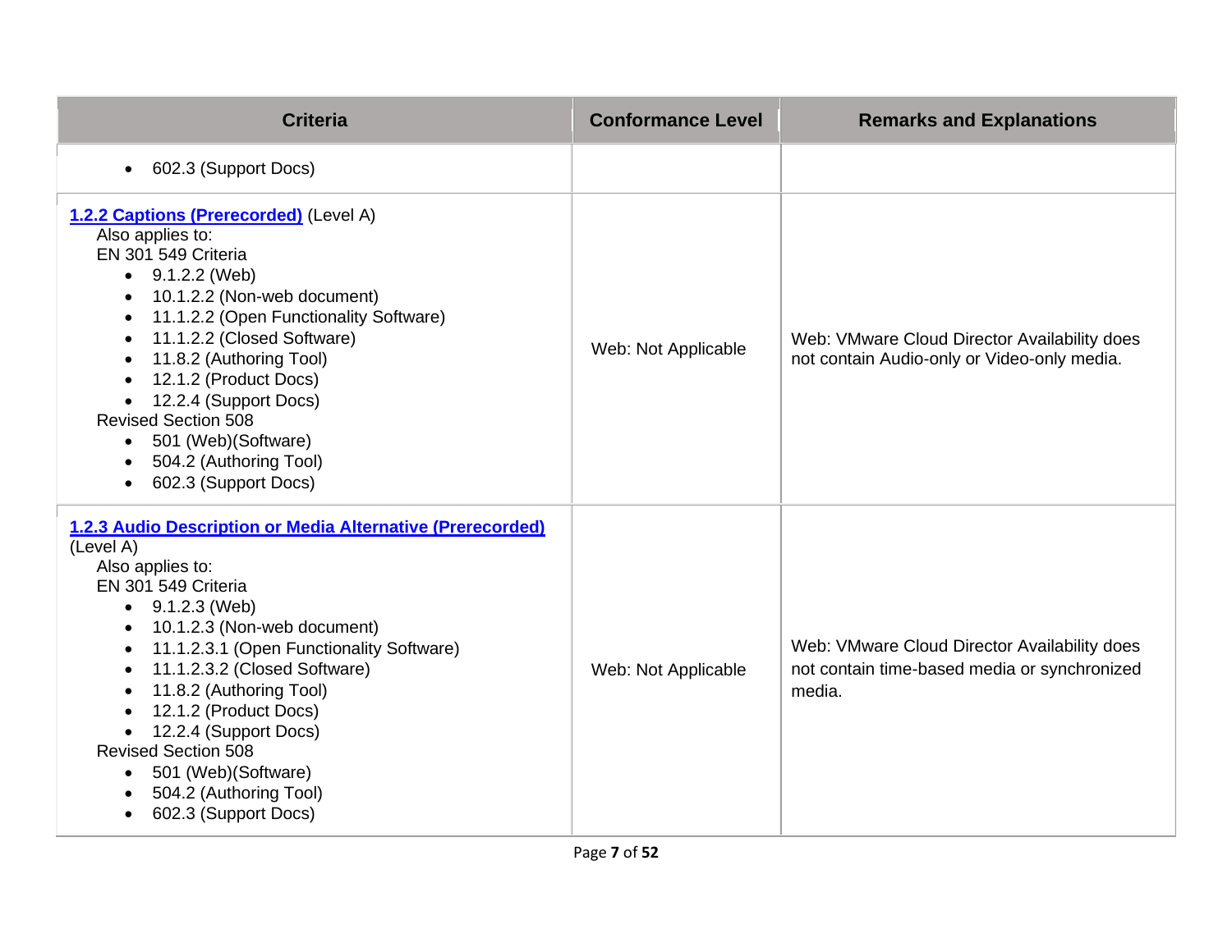| Criteria | Conformance Level | Remarks and Explanations |
| --- | --- | --- |
| • 602.3 (Support Docs) | | |
| **1.2.2 Captions (Prerecorded)** (Level A)<br>Also applies to:<br>EN 301 549 Criteria<br>• 9.1.2.2 (Web)<br>• 10.1.2.2 (Non-web document)<br>• 11.1.2.2 (Open Functionality Software)<br>• 11.1.2.2 (Closed Software)<br>• 11.8.2 (Authoring Tool)<br>• 12.1.2 (Product Docs)<br>• 12.2.4 (Support Docs)<br>Revised Section 508<br>• 501 (Web)(Software)<br>• 504.2 (Authoring Tool)<br>• 602.3 (Support Docs) | Web: Not Applicable | Web: VMware Cloud Director Availability does not contain Audio-only or Video-only media. |
| **1.2.3 Audio Description or Media Alternative (Prerecorded)** (Level A)<br>Also applies to:<br>EN 301 549 Criteria<br>• 9.1.2.3 (Web)<br>• 10.1.2.3 (Non-web document)<br>• 11.1.2.3.1 (Open Functionality Software)<br>• 11.1.2.3.2 (Closed Software)<br>• 11.8.2 (Authoring Tool)<br>• 12.1.2 (Product Docs)<br>• 12.2.4 (Support Docs)<br>Revised Section 508<br>• 501 (Web)(Software)<br>• 504.2 (Authoring Tool)<br>• 602.3 (Support Docs) | Web: Not Applicable | Web: VMware Cloud Director Availability does not contain time-based media or synchronized media. |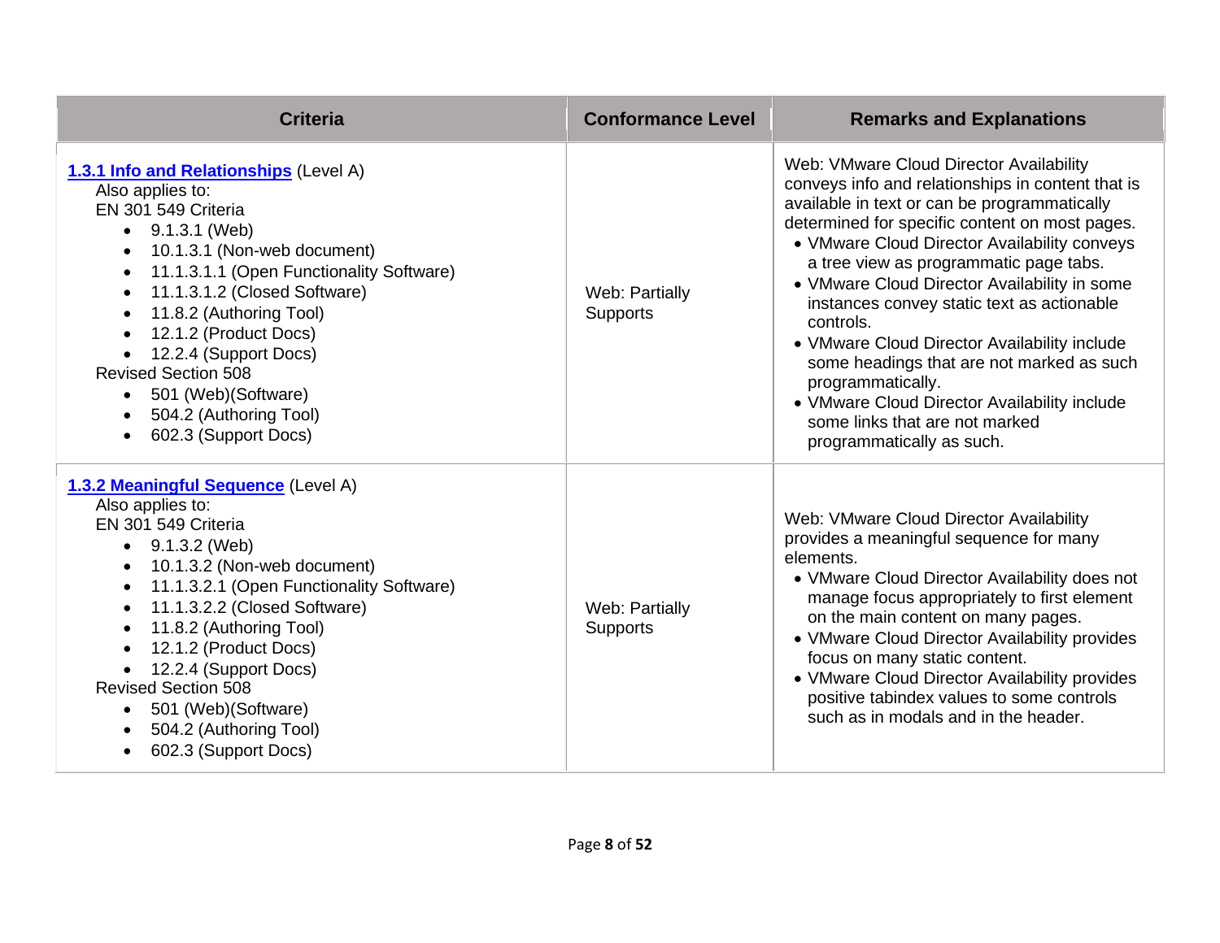| Criteria | Conformance Level | Remarks and Explanations |
| --- | --- | --- |
| [**1.3.1 Info and Relationships**]() (Level A)<br>Also applies to:<br>EN 301 549 Criteria<br>• 9.1.3.1 (Web)<br>• 10.1.3.1 (Non-web document)<br>• 11.1.3.1.1 (Open Functionality Software)<br>• 11.1.3.1.2 (Closed Software)<br>• 11.8.2 (Authoring Tool)<br>• 12.1.2 (Product Docs)<br>• 12.2.4 (Support Docs)<br>Revised Section 508<br>• 501 (Web)(Software)<br>• 504.2 (Authoring Tool)<br>• 602.3 (Support Docs) | Web: Partially Supports | Web: VMware Cloud Director Availability conveys info and relationships in content that is available in text or can be programmatically determined for specific content on most pages.<br>• VMware Cloud Director Availability conveys a tree view as programmatic page tabs.<br>• VMware Cloud Director Availability in some instances convey static text as actionable controls.<br>• VMware Cloud Director Availability include some headings that are not marked as such programmatically.<br>• VMware Cloud Director Availability include some links that are not marked programmatically as such. |
| [**1.3.2 Meaningful Sequence**]() (Level A)<br>Also applies to:<br>EN 301 549 Criteria<br>• 9.1.3.2 (Web)<br>• 10.1.3.2 (Non-web document)<br>• 11.1.3.2.1 (Open Functionality Software)<br>• 11.1.3.2.2 (Closed Software)<br>• 11.8.2 (Authoring Tool)<br>• 12.1.2 (Product Docs)<br>• 12.2.4 (Support Docs)<br>Revised Section 508<br>• 501 (Web)(Software)<br>• 504.2 (Authoring Tool)<br>• 602.3 (Support Docs) | Web: Partially Supports | Web: VMware Cloud Director Availability provides a meaningful sequence for many elements.<br>• VMware Cloud Director Availability does not manage focus appropriately to first element on the main content on many pages.<br>• VMware Cloud Director Availability provides focus on many static content.<br>• VMware Cloud Director Availability provides positive tabindex values to some controls such as in modals and in the header. |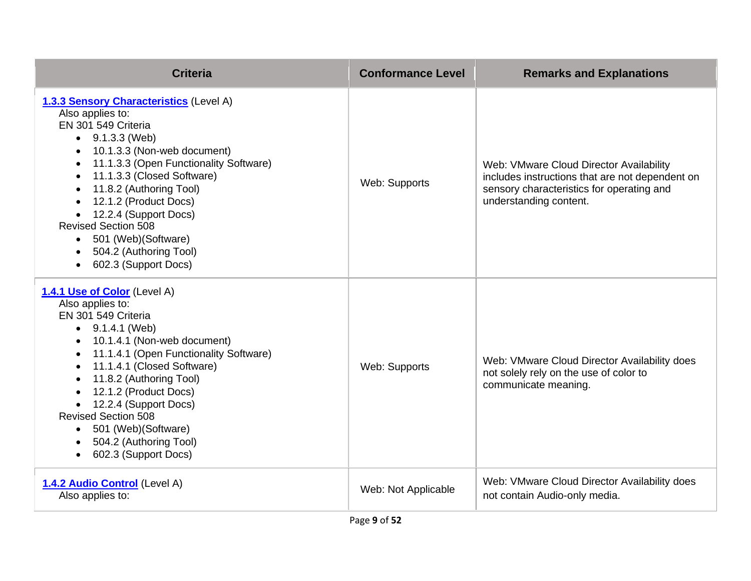| Criteria | Conformance Level | Remarks and Explanations |
|---|---|---|
| **1.3.3 Sensory Characteristics** (Level A)<br>Also applies to:<br>EN 301 549 Criteria<br>• 9.1.3.3 (Web)<br>• 10.1.3.3 (Non-web document)<br>• 11.1.3.3 (Open Functionality Software)<br>• 11.1.3.3 (Closed Software)<br>• 11.8.2 (Authoring Tool)<br>• 12.1.2 (Product Docs)<br>• 12.2.4 (Support Docs)<br>Revised Section 508<br>• 501 (Web)(Software)<br>• 504.2 (Authoring Tool)<br>• 602.3 (Support Docs) | Web: Supports | Web: VMware Cloud Director Availability includes instructions that are not dependent on sensory characteristics for operating and understanding content. |
| **1.4.1 Use of Color** (Level A)<br>Also applies to:<br>EN 301 549 Criteria<br>• 9.1.4.1 (Web)<br>• 10.1.4.1 (Non-web document)<br>• 11.1.4.1 (Open Functionality Software)<br>• 11.1.4.1 (Closed Software)<br>• 11.8.2 (Authoring Tool)<br>• 12.1.2 (Product Docs)<br>• 12.2.4 (Support Docs)<br>Revised Section 508<br>• 501 (Web)(Software)<br>• 504.2 (Authoring Tool)<br>• 602.3 (Support Docs) | Web: Supports | Web: VMware Cloud Director Availability does not solely rely on the use of color to communicate meaning. |
| **1.4.2 Audio Control** (Level A)<br>Also applies to: | Web: Not Applicable | Web: VMware Cloud Director Availability does not contain Audio-only media. |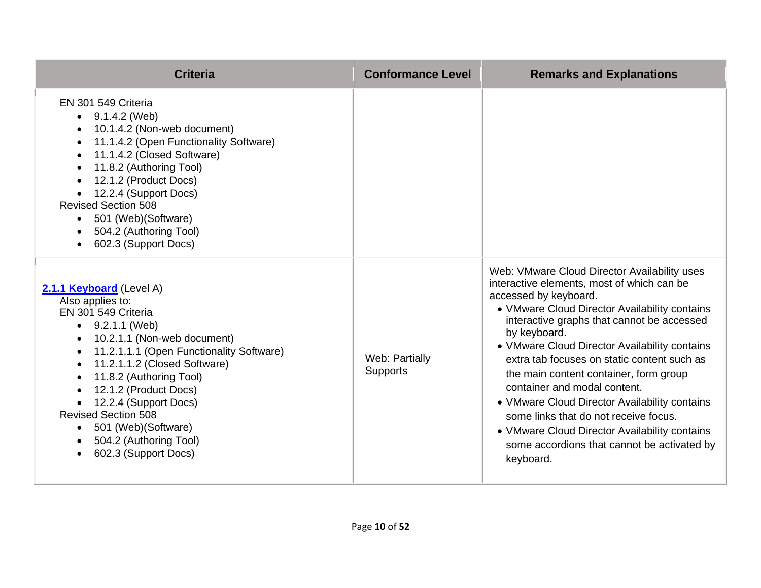| Criteria | Conformance Level | Remarks and Explanations |
|---|---|---|
| EN 301 549 Criteria<br>• 9.1.4.2 (Web)<br>• 10.1.4.2 (Non-web document)<br>• 11.1.4.2 (Open Functionality Software)<br>• 11.1.4.2 (Closed Software)<br>• 11.8.2 (Authoring Tool)<br>• 12.1.2 (Product Docs)<br>• 12.2.4 (Support Docs)<br>Revised Section 508<br>• 501 (Web)(Software)<br>• 504.2 (Authoring Tool)<br>• 602.3 (Support Docs) | | |
| **2.1.1 Keyboard** (Level A)<br>Also applies to:<br>EN 301 549 Criteria<br>• 9.2.1.1 (Web)<br>• 10.2.1.1 (Non-web document)<br>• 11.2.1.1.1 (Open Functionality Software)<br>• 11.2.1.1.2 (Closed Software)<br>• 11.8.2 (Authoring Tool)<br>• 12.1.2 (Product Docs)<br>• 12.2.4 (Support Docs)<br>Revised Section 508<br>• 501 (Web)(Software)<br>• 504.2 (Authoring Tool)<br>• 602.3 (Support Docs) | Web: Partially Supports | Web: VMware Cloud Director Availability uses interactive elements, most of which can be accessed by keyboard.<br>• VMware Cloud Director Availability contains interactive graphs that cannot be accessed by keyboard.<br>• VMware Cloud Director Availability contains extra tab focuses on static content such as the main content container, form group container and modal content.<br>• VMware Cloud Director Availability contains some links that do not receive focus.<br>• VMware Cloud Director Availability contains some accordions that cannot be activated by keyboard. |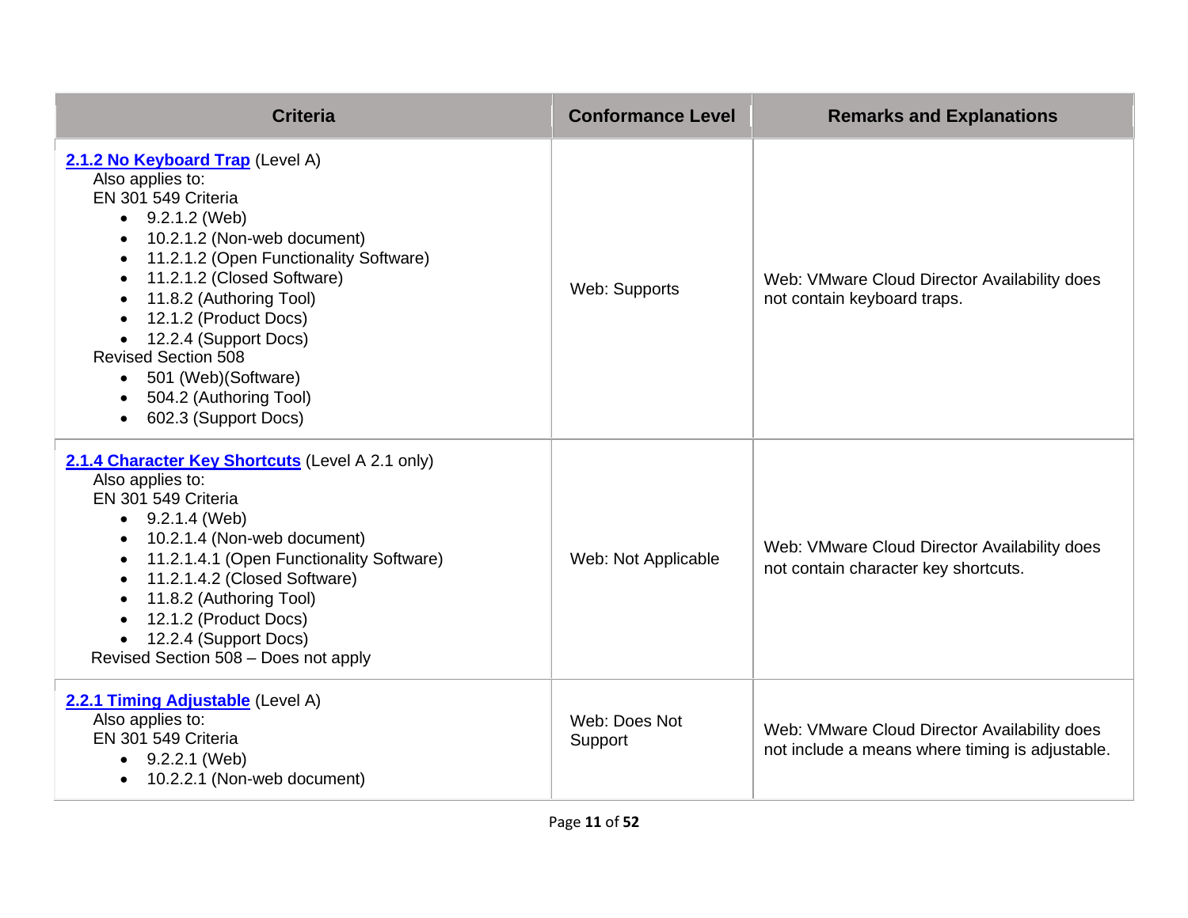| Criteria | Conformance Level | Remarks and Explanations |
| --- | --- | --- |
| **2.1.2 No Keyboard Trap** (Level A)<br>Also applies to:<br>EN 301 549 Criteria<br>• 9.2.1.2 (Web)<br>• 10.2.1.2 (Non-web document)<br>• 11.2.1.2 (Open Functionality Software)<br>• 11.2.1.2 (Closed Software)<br>• 11.8.2 (Authoring Tool)<br>• 12.1.2 (Product Docs)<br>• 12.2.4 (Support Docs)<br>Revised Section 508<br>• 501 (Web)(Software)<br>• 504.2 (Authoring Tool)<br>• 602.3 (Support Docs) | Web: Supports | Web: VMware Cloud Director Availability does not contain keyboard traps. |
| **2.1.4 Character Key Shortcuts** (Level A 2.1 only)<br>Also applies to:<br>EN 301 549 Criteria<br>• 9.2.1.4 (Web)<br>• 10.2.1.4 (Non-web document)<br>• 11.2.1.4.1 (Open Functionality Software)<br>• 11.2.1.4.2 (Closed Software)<br>• 11.8.2 (Authoring Tool)<br>• 12.1.2 (Product Docs)<br>• 12.2.4 (Support Docs)<br>Revised Section 508 – Does not apply | Web: Not Applicable | Web: VMware Cloud Director Availability does not contain character key shortcuts. |
| **2.2.1 Timing Adjustable** (Level A)<br>Also applies to:<br>EN 301 549 Criteria<br>• 9.2.2.1 (Web)<br>• 10.2.2.1 (Non-web document) | Web: Does Not Support | Web: VMware Cloud Director Availability does not include a means where timing is adjustable. |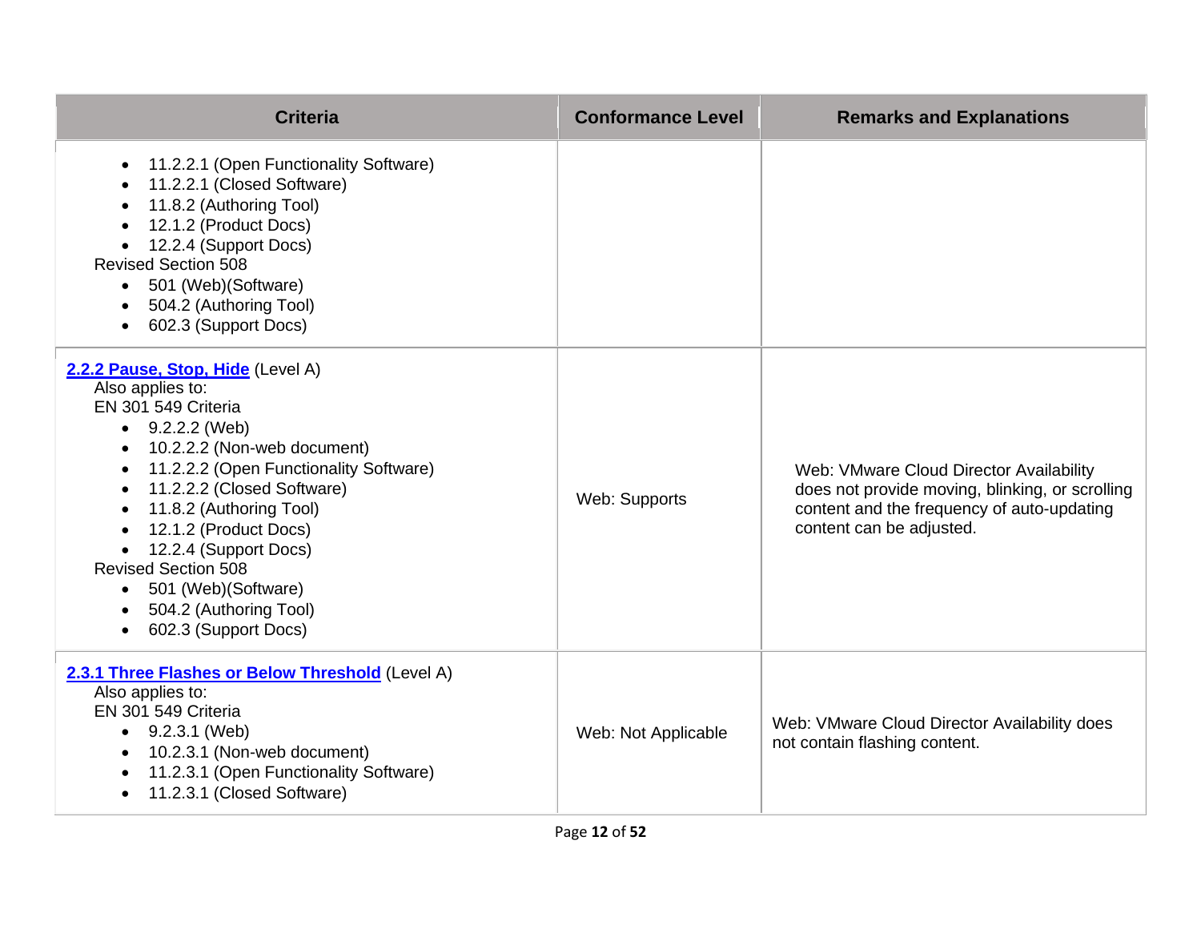| Criteria | Conformance Level | Remarks and Explanations |
|---|---|---|
| <ul><li>11.2.2.1 (Open Functionality Software)</li><li>11.2.2.1 (Closed Software)</li><li>11.8.2 (Authoring Tool)</li><li>12.1.2 (Product Docs)</li><li>12.2.4 (Support Docs)</li></ul>Revised Section 508<ul><li>501 (Web)(Software)</li><li>504.2 (Authoring Tool)</li><li>602.3 (Support Docs)</li></ul> | | |
| **2.2.2 Pause, Stop, Hide** (Level A)<br>Also applies to:<br>EN 301 549 Criteria<ul><li>9.2.2.2 (Web)</li><li>10.2.2.2 (Non-web document)</li><li>11.2.2.2 (Open Functionality Software)</li><li>11.2.2.2 (Closed Software)</li><li>11.8.2 (Authoring Tool)</li><li>12.1.2 (Product Docs)</li><li>12.2.4 (Support Docs)</li></ul>Revised Section 508<ul><li>501 (Web)(Software)</li><li>504.2 (Authoring Tool)</li><li>602.3 (Support Docs)</li></ul> | Web: Supports | Web: VMware Cloud Director Availability does not provide moving, blinking, or scrolling content and the frequency of auto-updating content can be adjusted. |
| **2.3.1 Three Flashes or Below Threshold** (Level A)<br>Also applies to:<br>EN 301 549 Criteria<ul><li>9.2.3.1 (Web)</li><li>10.2.3.1 (Non-web document)</li><li>11.2.3.1 (Open Functionality Software)</li><li>11.2.3.1 (Closed Software)</li></ul> | Web: Not Applicable | Web: VMware Cloud Director Availability does not contain flashing content. |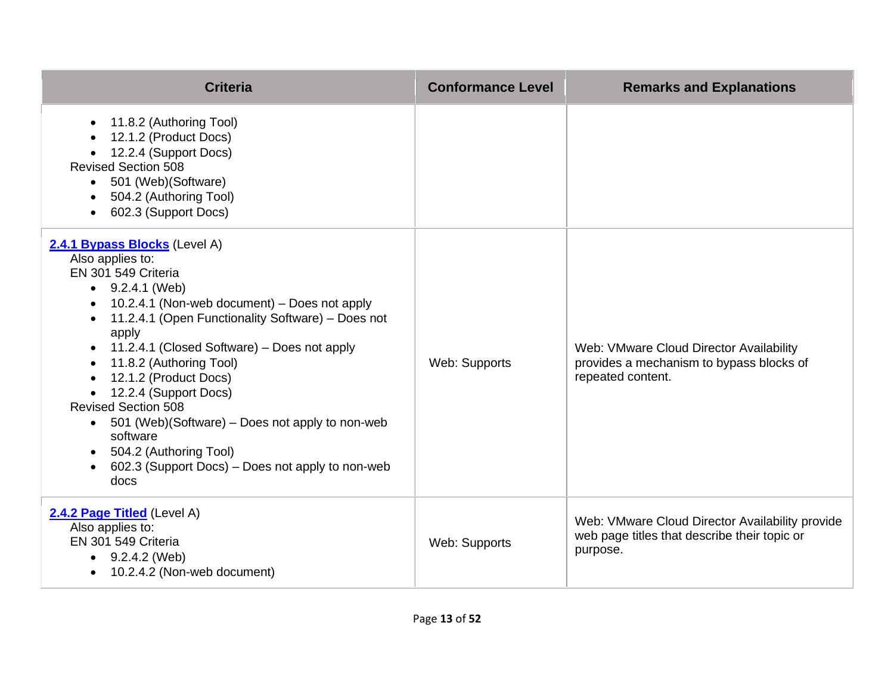| Criteria | Conformance Level | Remarks and Explanations |
|---|---|---|
| • 11.8.2 (Authoring Tool)<br>• 12.1.2 (Product Docs)<br>• 12.2.4 (Support Docs)<br>Revised Section 508<br>• 501 (Web)(Software)<br>• 504.2 (Authoring Tool)<br>• 602.3 (Support Docs) | | |
| **2.4.1 Bypass Blocks** (Level A)<br>Also applies to:<br>EN 301 549 Criteria<br>• 9.2.4.1 (Web)<br>• 10.2.4.1 (Non-web document) – Does not apply<br>• 11.2.4.1 (Open Functionality Software) – Does not apply<br>• 11.2.4.1 (Closed Software) – Does not apply<br>• 11.8.2 (Authoring Tool)<br>• 12.1.2 (Product Docs)<br>• 12.2.4 (Support Docs)<br>Revised Section 508<br>• 501 (Web)(Software) – Does not apply to non-web software<br>• 504.2 (Authoring Tool)<br>• 602.3 (Support Docs) – Does not apply to non-web docs | Web: Supports | Web: VMware Cloud Director Availability provides a mechanism to bypass blocks of repeated content. |
| **2.4.2 Page Titled** (Level A)<br>Also applies to:<br>EN 301 549 Criteria<br>• 9.2.4.2 (Web)<br>• 10.2.4.2 (Non-web document) | Web: Supports | Web: VMware Cloud Director Availability provide web page titles that describe their topic or purpose. |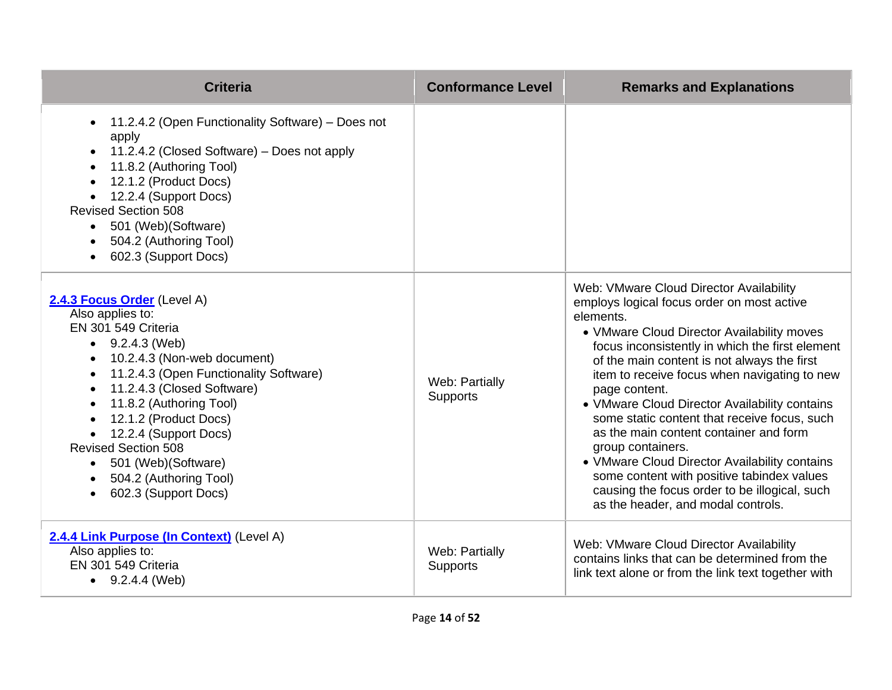| Criteria | Conformance Level | Remarks and Explanations |
|---|---|---|
| <ul><li>11.2.4.2 (Open Functionality Software) – Does not apply</li><li>11.2.4.2 (Closed Software) – Does not apply</li><li>11.8.2 (Authoring Tool)</li><li>12.1.2 (Product Docs)</li><li>12.2.4 (Support Docs)</li></ul>Revised Section 508<ul><li>501 (Web)(Software)</li><li>504.2 (Authoring Tool)</li><li>602.3 (Support Docs)</li></ul> | | |
| **2.4.3 Focus Order** (Level A)<br>Also applies to:<br>EN 301 549 Criteria<ul><li>9.2.4.3 (Web)</li><li>10.2.4.3 (Non-web document)</li><li>11.2.4.3 (Open Functionality Software)</li><li>11.2.4.3 (Closed Software)</li><li>11.8.2 (Authoring Tool)</li><li>12.1.2 (Product Docs)</li><li>12.2.4 (Support Docs)</li></ul>Revised Section 508<ul><li>501 (Web)(Software)</li><li>504.2 (Authoring Tool)</li><li>602.3 (Support Docs)</li></ul> | Web: Partially Supports | Web: VMware Cloud Director Availability employs logical focus order on most active elements.<ul><li>VMware Cloud Director Availability moves focus inconsistently in which the first element of the main content is not always the first item to receive focus when navigating to new page content.</li><li>VMware Cloud Director Availability contains some static content that receive focus, such as the main content container and form group containers.</li><li>VMware Cloud Director Availability contains some content with positive tabindex values causing the focus order to be illogical, such as the header, and modal controls.</li></ul> |
| **2.4.4 Link Purpose (In Context)** (Level A)<br>Also applies to:<br>EN 301 549 Criteria<ul><li>9.2.4.4 (Web)</li></ul> | Web: Partially Supports | Web: VMware Cloud Director Availability contains links that can be determined from the link text alone or from the link text together with |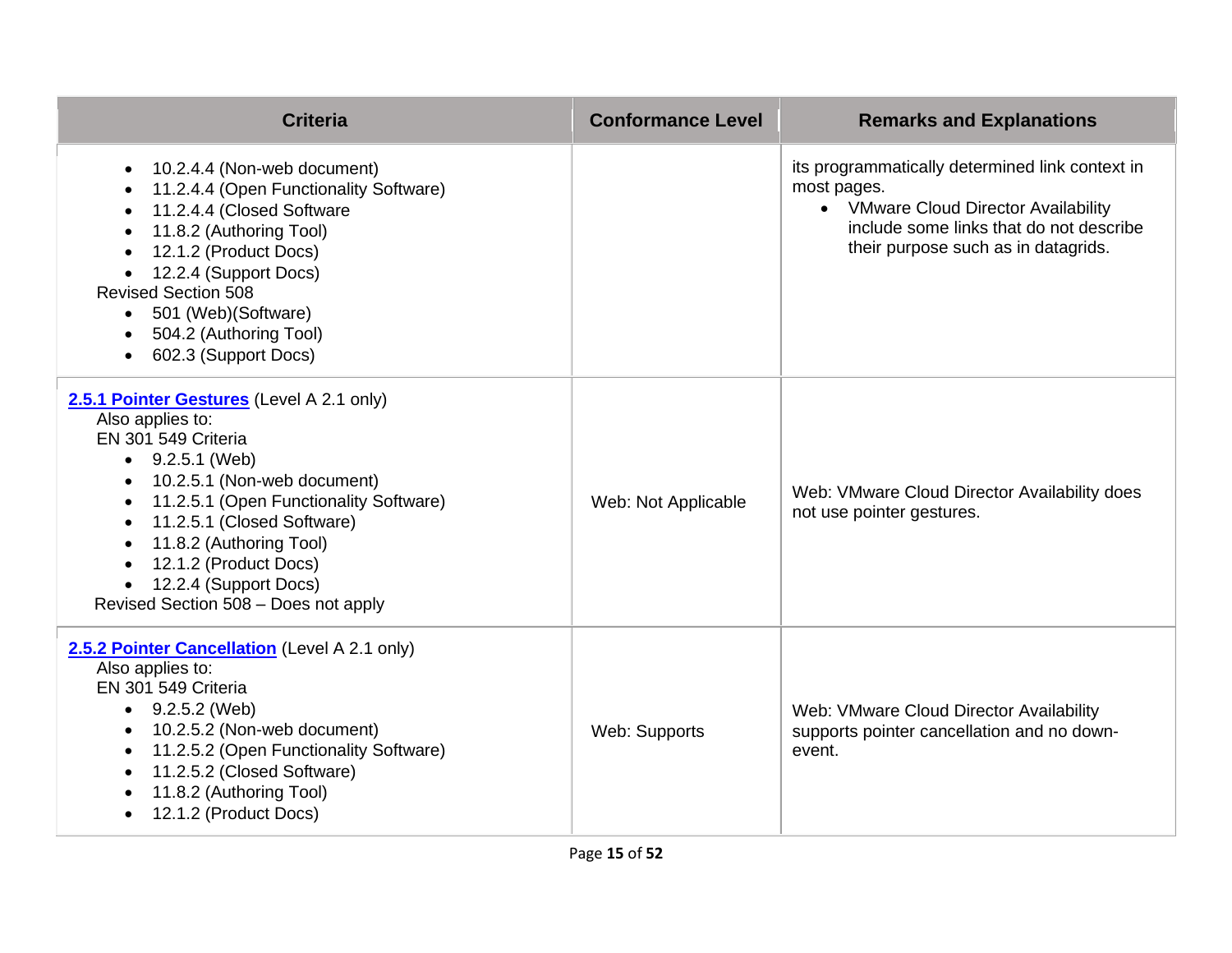| Criteria | Conformance Level | Remarks and Explanations |
|---|---|---|
| <ul><li>10.2.4.4 (Non-web document)</li><li>11.2.4.4 (Open Functionality Software)</li><li>11.2.4.4 (Closed Software</li><li>11.8.2 (Authoring Tool)</li><li>12.1.2 (Product Docs)</li><li>12.2.4 (Support Docs)</li></ul>Revised Section 508<ul><li>501 (Web)(Software)</li><li>504.2 (Authoring Tool)</li><li>602.3 (Support Docs)</li></ul> | | its programmatically determined link context in most pages.<ul><li>VMware Cloud Director Availability include some links that do not describe their purpose such as in datagrids.</li></ul> |
| **[2.5.1 Pointer Gestures]()** (Level A 2.1 only)<br>Also applies to:<br>EN 301 549 Criteria<ul><li>9.2.5.1 (Web)</li><li>10.2.5.1 (Non-web document)</li><li>11.2.5.1 (Open Functionality Software)</li><li>11.2.5.1 (Closed Software)</li><li>11.8.2 (Authoring Tool)</li><li>12.1.2 (Product Docs)</li><li>12.2.4 (Support Docs)</li></ul>Revised Section 508 – Does not apply | Web: Not Applicable | Web: VMware Cloud Director Availability does not use pointer gestures. |
| **[2.5.2 Pointer Cancellation]()** (Level A 2.1 only)<br>Also applies to:<br>EN 301 549 Criteria<ul><li>9.2.5.2 (Web)</li><li>10.2.5.2 (Non-web document)</li><li>11.2.5.2 (Open Functionality Software)</li><li>11.2.5.2 (Closed Software)</li><li>11.8.2 (Authoring Tool)</li><li>12.1.2 (Product Docs)</li></ul> | Web: Supports | Web: VMware Cloud Director Availability supports pointer cancellation and no down-event. |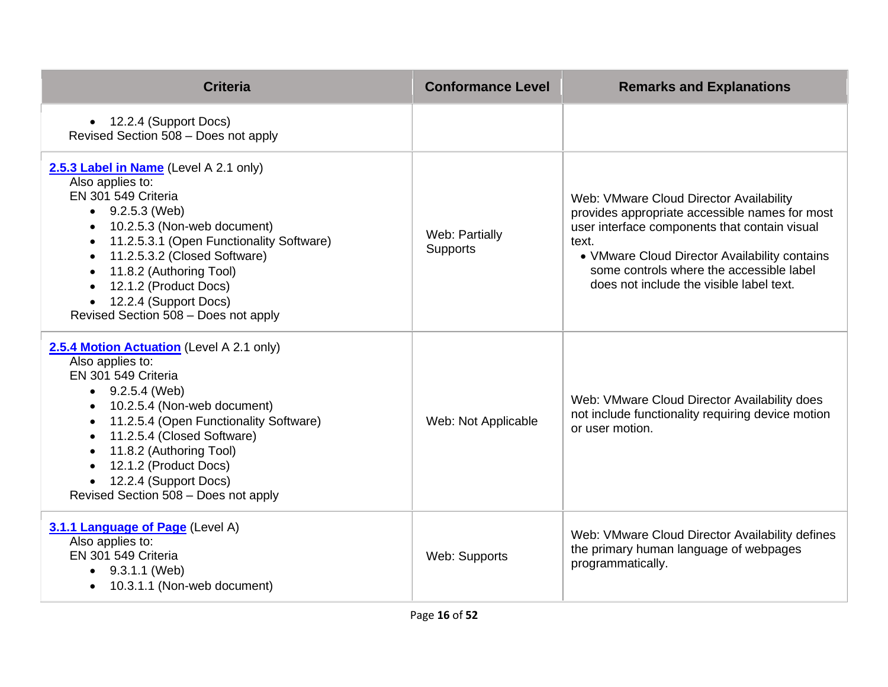| Criteria | Conformance Level | Remarks and Explanations |
|---|---|---|
| • 12.2.4 (Support Docs)<br>Revised Section 508 – Does not apply | | |
| **2.5.3 Label in Name** (Level A 2.1 only)<br>Also applies to:<br>EN 301 549 Criteria<br>• 9.2.5.3 (Web)<br>• 10.2.5.3 (Non-web document)<br>• 11.2.5.3.1 (Open Functionality Software)<br>• 11.2.5.3.2 (Closed Software)<br>• 11.8.2 (Authoring Tool)<br>• 12.1.2 (Product Docs)<br>• 12.2.4 (Support Docs)<br>Revised Section 508 – Does not apply | Web: Partially Supports | Web: VMware Cloud Director Availability provides appropriate accessible names for most user interface components that contain visual text.<br>• VMware Cloud Director Availability contains some controls where the accessible label does not include the visible label text. |
| **2.5.4 Motion Actuation** (Level A 2.1 only)<br>Also applies to:<br>EN 301 549 Criteria<br>• 9.2.5.4 (Web)<br>• 10.2.5.4 (Non-web document)<br>• 11.2.5.4 (Open Functionality Software)<br>• 11.2.5.4 (Closed Software)<br>• 11.8.2 (Authoring Tool)<br>• 12.1.2 (Product Docs)<br>• 12.2.4 (Support Docs)<br>Revised Section 508 – Does not apply | Web: Not Applicable | Web: VMware Cloud Director Availability does not include functionality requiring device motion or user motion. |
| **3.1.1 Language of Page** (Level A)<br>Also applies to:<br>EN 301 549 Criteria<br>• 9.3.1.1 (Web)<br>• 10.3.1.1 (Non-web document) | Web: Supports | Web: VMware Cloud Director Availability defines the primary human language of webpages programmatically. |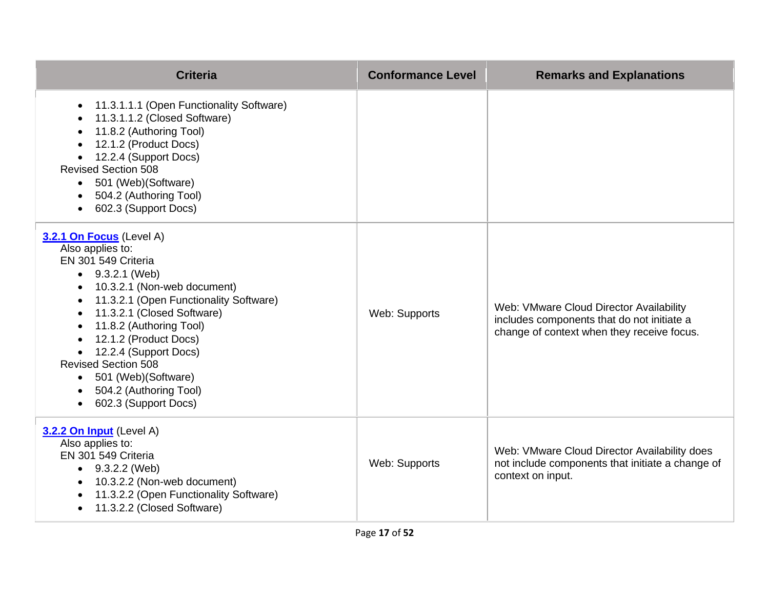| Criteria | Conformance Level | Remarks and Explanations |
|---|---|---|
| • 11.3.1.1.1 (Open Functionality Software)<br>• 11.3.1.1.2 (Closed Software)<br>• 11.8.2 (Authoring Tool)<br>• 12.1.2 (Product Docs)<br>• 12.2.4 (Support Docs)<br>Revised Section 508<br>• 501 (Web)(Software)<br>• 504.2 (Authoring Tool)<br>• 602.3 (Support Docs) | | |
| **3.2.1 On Focus** (Level A)<br>Also applies to:<br>EN 301 549 Criteria<br>• 9.3.2.1 (Web)<br>• 10.3.2.1 (Non-web document)<br>• 11.3.2.1 (Open Functionality Software)<br>• 11.3.2.1 (Closed Software)<br>• 11.8.2 (Authoring Tool)<br>• 12.1.2 (Product Docs)<br>• 12.2.4 (Support Docs)<br>Revised Section 508<br>• 501 (Web)(Software)<br>• 504.2 (Authoring Tool)<br>• 602.3 (Support Docs) | Web: Supports | Web: VMware Cloud Director Availability includes components that do not initiate a change of context when they receive focus. |
| **3.2.2 On Input** (Level A)<br>Also applies to:<br>EN 301 549 Criteria<br>• 9.3.2.2 (Web)<br>• 10.3.2.2 (Non-web document)<br>• 11.3.2.2 (Open Functionality Software)<br>• 11.3.2.2 (Closed Software) | Web: Supports | Web: VMware Cloud Director Availability does not include components that initiate a change of context on input. |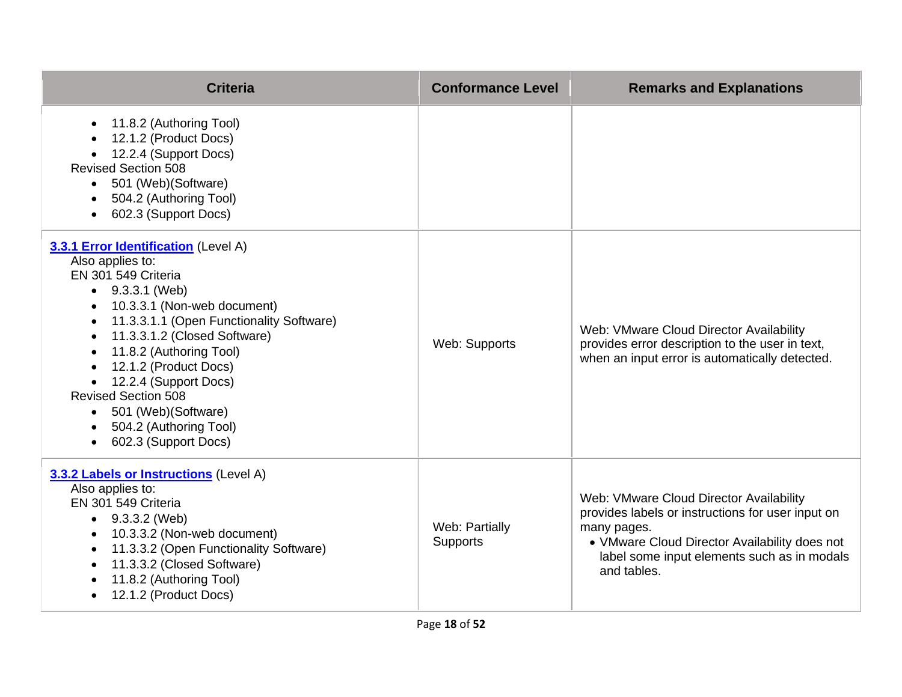| Criteria | Conformance Level | Remarks and Explanations |
|---|---|---|
| • 11.8.2 (Authoring Tool)<br>• 12.1.2 (Product Docs)<br>• 12.2.4 (Support Docs)<br>Revised Section 508<br>• 501 (Web)(Software)<br>• 504.2 (Authoring Tool)<br>• 602.3 (Support Docs) | | |
| **[3.3.1 Error Identification](#)** (Level A)<br>Also applies to:<br>EN 301 549 Criteria<br>• 9.3.3.1 (Web)<br>• 10.3.3.1 (Non-web document)<br>• 11.3.3.1.1 (Open Functionality Software)<br>• 11.3.3.1.2 (Closed Software)<br>• 11.8.2 (Authoring Tool)<br>• 12.1.2 (Product Docs)<br>• 12.2.4 (Support Docs)<br>Revised Section 508<br>• 501 (Web)(Software)<br>• 504.2 (Authoring Tool)<br>• 602.3 (Support Docs) | Web: Supports | Web: VMware Cloud Director Availability provides error description to the user in text, when an input error is automatically detected. |
| **[3.3.2 Labels or Instructions](#)** (Level A)<br>Also applies to:<br>EN 301 549 Criteria<br>• 9.3.3.2 (Web)<br>• 10.3.3.2 (Non-web document)<br>• 11.3.3.2 (Open Functionality Software)<br>• 11.3.3.2 (Closed Software)<br>• 11.8.2 (Authoring Tool)<br>• 12.1.2 (Product Docs) | Web: Partially Supports | Web: VMware Cloud Director Availability provides labels or instructions for user input on many pages.<br>• VMware Cloud Director Availability does not label some input elements such as in modals and tables. |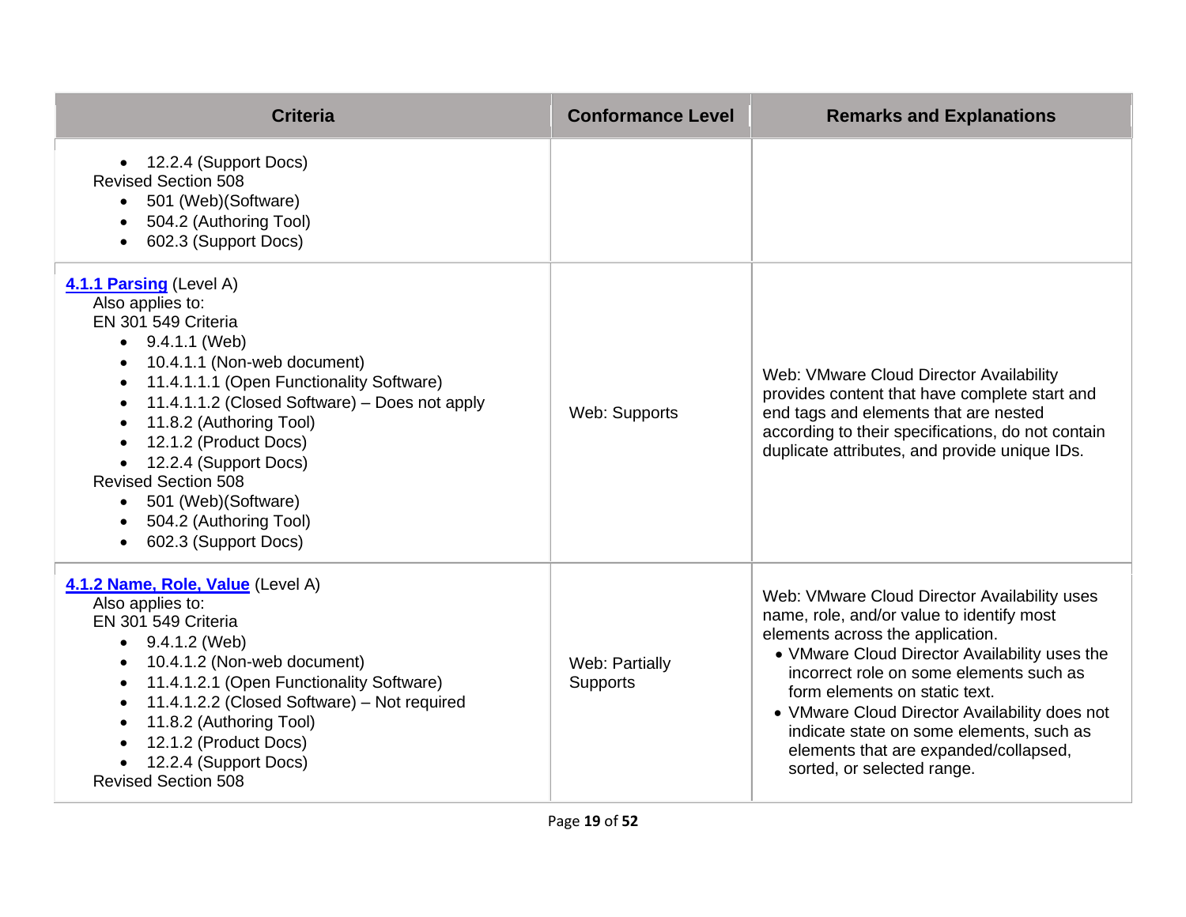| Criteria | Conformance Level | Remarks and Explanations |
|---|---|---|
| • 12.2.4 (Support Docs)<br>Revised Section 508<br>• 501 (Web)(Software)<br>• 504.2 (Authoring Tool)<br>• 602.3 (Support Docs) | | |
| **4.1.1 Parsing** (Level A)<br>Also applies to:<br>EN 301 549 Criteria<br>• 9.4.1.1 (Web)<br>• 10.4.1.1 (Non-web document)<br>• 11.4.1.1.1 (Open Functionality Software)<br>• 11.4.1.1.2 (Closed Software) – Does not apply<br>• 11.8.2 (Authoring Tool)<br>• 12.1.2 (Product Docs)<br>• 12.2.4 (Support Docs)<br>Revised Section 508<br>• 501 (Web)(Software)<br>• 504.2 (Authoring Tool)<br>• 602.3 (Support Docs) | Web: Supports | Web: VMware Cloud Director Availability provides content that have complete start and end tags and elements that are nested according to their specifications, do not contain duplicate attributes, and provide unique IDs. |
| **4.1.2 Name, Role, Value** (Level A)<br>Also applies to:<br>EN 301 549 Criteria<br>• 9.4.1.2 (Web)<br>• 10.4.1.2 (Non-web document)<br>• 11.4.1.2.1 (Open Functionality Software)<br>• 11.4.1.2.2 (Closed Software) – Not required<br>• 11.8.2 (Authoring Tool)<br>• 12.1.2 (Product Docs)<br>• 12.2.4 (Support Docs)<br>Revised Section 508 | Web: Partially Supports | Web: VMware Cloud Director Availability uses name, role, and/or value to identify most elements across the application.<br>• VMware Cloud Director Availability uses the incorrect role on some elements such as form elements on static text.<br>• VMware Cloud Director Availability does not indicate state on some elements, such as elements that are expanded/collapsed, sorted, or selected range. |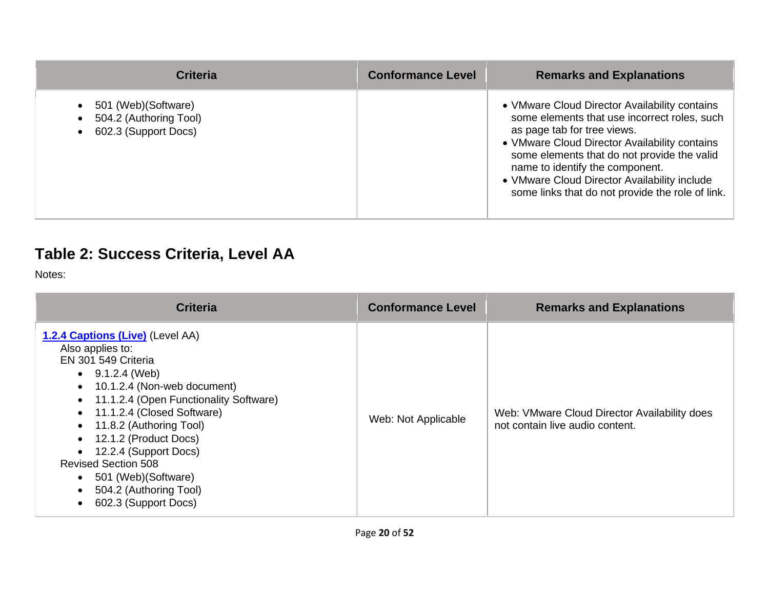| Criteria | Conformance Level | Remarks and Explanations |
| --- | --- | --- |
| • 501 (Web)(Software)<br>• 504.2 (Authoring Tool)<br>• 602.3 (Support Docs) | | • VMware Cloud Director Availability contains some elements that use incorrect roles, such as page tab for tree views.<br>• VMware Cloud Director Availability contains some elements that do not provide the valid name to identify the component.<br>• VMware Cloud Director Availability include some links that do not provide the role of link. |

## Table 2: Success Criteria, Level AA

Notes:

| Criteria | Conformance Level | Remarks and Explanations |
| --- | --- | --- |
| **1.2.4 Captions (Live)** (Level AA)<br>Also applies to:<br>EN 301 549 Criteria<br>• 9.1.2.4 (Web)<br>• 10.1.2.4 (Non-web document)<br>• 11.1.2.4 (Open Functionality Software)<br>• 11.1.2.4 (Closed Software)<br>• 11.8.2 (Authoring Tool)<br>• 12.1.2 (Product Docs)<br>• 12.2.4 (Support Docs)<br>Revised Section 508<br>• 501 (Web)(Software)<br>• 504.2 (Authoring Tool)<br>• 602.3 (Support Docs) | Web: Not Applicable | Web: VMware Cloud Director Availability does not contain live audio content. |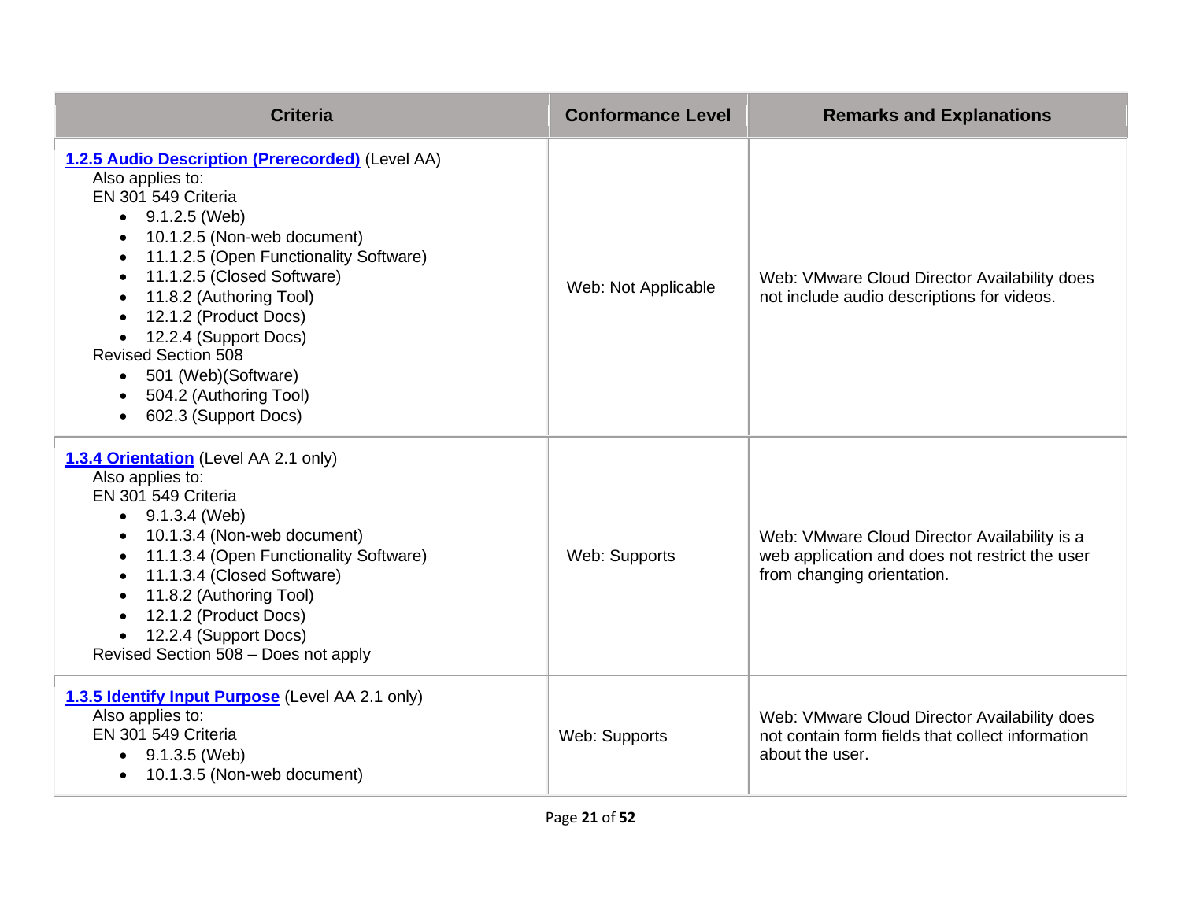| Criteria | Conformance Level | Remarks and Explanations |
| --- | --- | --- |
| **1.2.5 Audio Description (Prerecorded)** (Level AA)<br>Also applies to:<br>EN 301 549 Criteria<br>• 9.1.2.5 (Web)<br>• 10.1.2.5 (Non-web document)<br>• 11.1.2.5 (Open Functionality Software)<br>• 11.1.2.5 (Closed Software)<br>• 11.8.2 (Authoring Tool)<br>• 12.1.2 (Product Docs)<br>• 12.2.4 (Support Docs)<br>Revised Section 508<br>• 501 (Web)(Software)<br>• 504.2 (Authoring Tool)<br>• 602.3 (Support Docs) | Web: Not Applicable | Web: VMware Cloud Director Availability does not include audio descriptions for videos. |
| **1.3.4 Orientation** (Level AA 2.1 only)<br>Also applies to:<br>EN 301 549 Criteria<br>• 9.1.3.4 (Web)<br>• 10.1.3.4 (Non-web document)<br>• 11.1.3.4 (Open Functionality Software)<br>• 11.1.3.4 (Closed Software)<br>• 11.8.2 (Authoring Tool)<br>• 12.1.2 (Product Docs)<br>• 12.2.4 (Support Docs)<br>Revised Section 508 – Does not apply | Web: Supports | Web: VMware Cloud Director Availability is a web application and does not restrict the user from changing orientation. |
| **1.3.5 Identify Input Purpose** (Level AA 2.1 only)<br>Also applies to:<br>EN 301 549 Criteria<br>• 9.1.3.5 (Web)<br>• 10.1.3.5 (Non-web document) | Web: Supports | Web: VMware Cloud Director Availability does not contain form fields that collect information about the user. |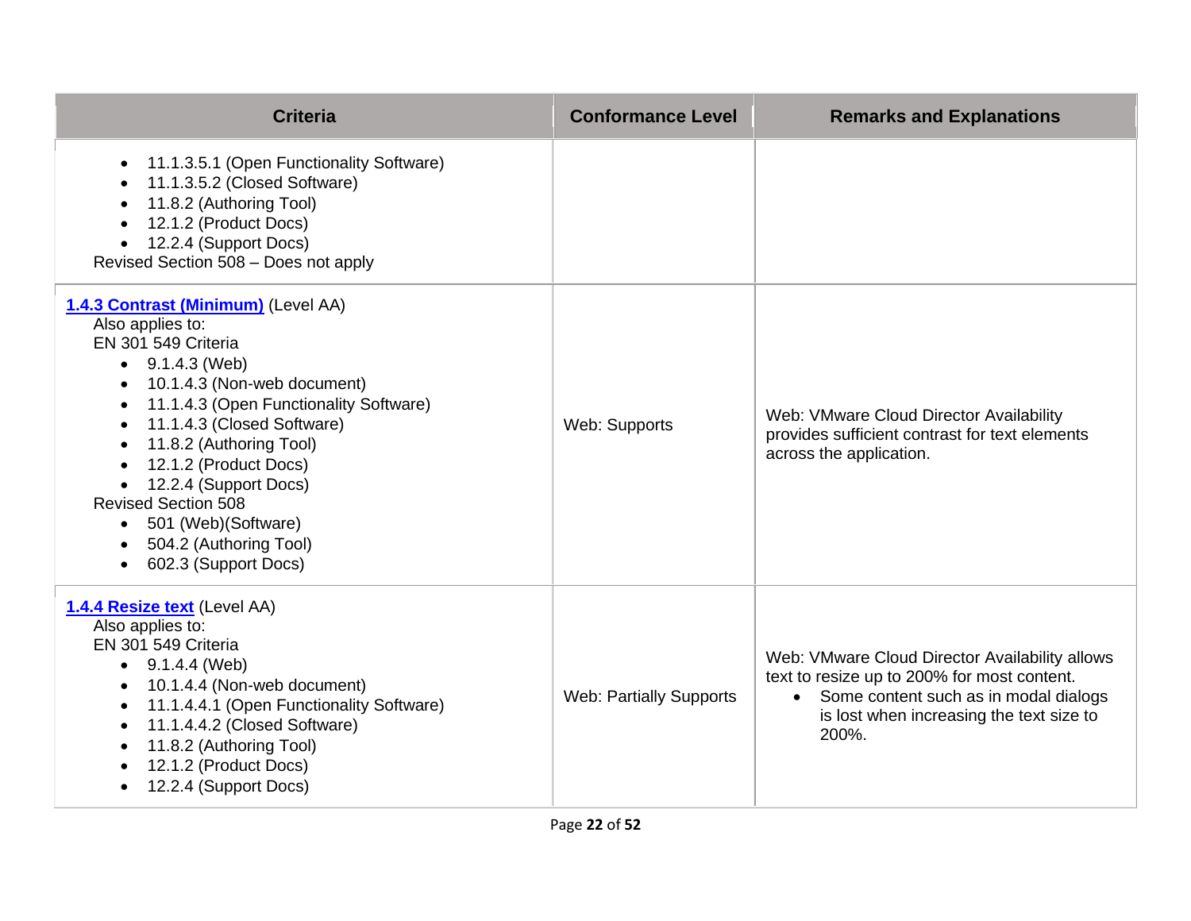| Criteria | Conformance Level | Remarks and Explanations |
|---|---|---|
| <ul><li>11.1.3.5.1 (Open Functionality Software)</li><li>11.1.3.5.2 (Closed Software)</li><li>11.8.2 (Authoring Tool)</li><li>12.1.2 (Product Docs)</li><li>12.2.4 (Support Docs)</li></ul>Revised Section 508 – Does not apply | | |
| **[1.4.3 Contrast (Minimum)]** (Level AA)<br>Also applies to:<br>EN 301 549 Criteria<ul><li>9.1.4.3 (Web)</li><li>10.1.4.3 (Non-web document)</li><li>11.1.4.3 (Open Functionality Software)</li><li>11.1.4.3 (Closed Software)</li><li>11.8.2 (Authoring Tool)</li><li>12.1.2 (Product Docs)</li><li>12.2.4 (Support Docs)</li></ul>Revised Section 508<ul><li>501 (Web)(Software)</li><li>504.2 (Authoring Tool)</li><li>602.3 (Support Docs)</li></ul> | Web: Supports | Web: VMware Cloud Director Availability provides sufficient contrast for text elements across the application. |
| **[1.4.4 Resize text]** (Level AA)<br>Also applies to:<br>EN 301 549 Criteria<ul><li>9.1.4.4 (Web)</li><li>10.1.4.4 (Non-web document)</li><li>11.1.4.4.1 (Open Functionality Software)</li><li>11.1.4.4.2 (Closed Software)</li><li>11.8.2 (Authoring Tool)</li><li>12.1.2 (Product Docs)</li><li>12.2.4 (Support Docs)</li></ul> | Web: Partially Supports | Web: VMware Cloud Director Availability allows text to resize up to 200% for most content.<ul><li>Some content such as in modal dialogs is lost when increasing the text size to 200%.</li></ul> |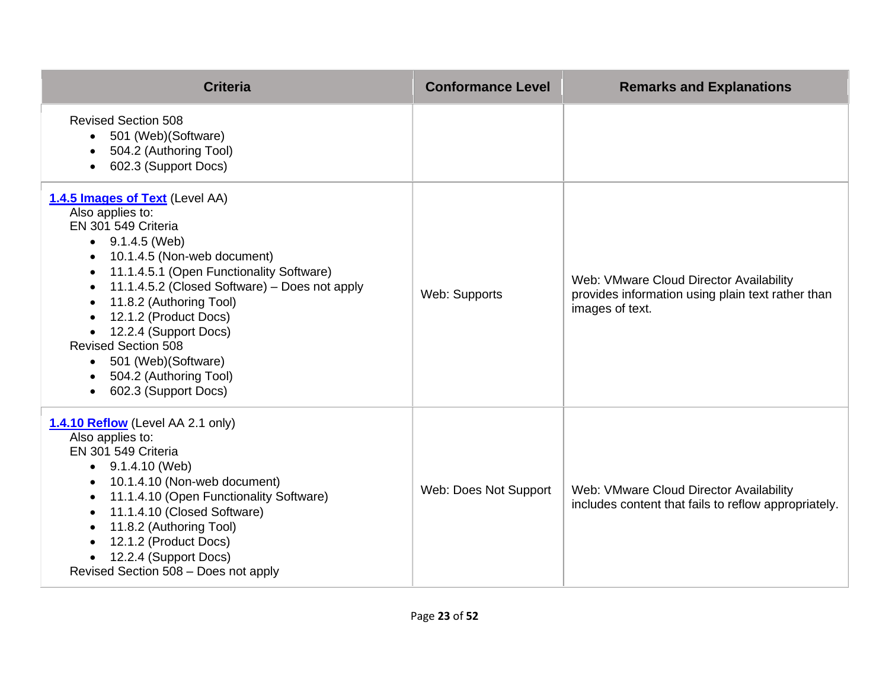| Criteria | Conformance Level | Remarks and Explanations |
| --- | --- | --- |
| Revised Section 508<br>• 501 (Web)(Software)<br>• 504.2 (Authoring Tool)<br>• 602.3 (Support Docs) | | |
| **[1.4.5 Images of Text]** (Level AA)<br>Also applies to:<br>EN 301 549 Criteria<br>• 9.1.4.5 (Web)<br>• 10.1.4.5 (Non-web document)<br>• 11.1.4.5.1 (Open Functionality Software)<br>• 11.1.4.5.2 (Closed Software) – Does not apply<br>• 11.8.2 (Authoring Tool)<br>• 12.1.2 (Product Docs)<br>• 12.2.4 (Support Docs)<br>Revised Section 508<br>• 501 (Web)(Software)<br>• 504.2 (Authoring Tool)<br>• 602.3 (Support Docs) | Web: Supports | Web: VMware Cloud Director Availability provides information using plain text rather than images of text. |
| **[1.4.10 Reflow]** (Level AA 2.1 only)<br>Also applies to:<br>EN 301 549 Criteria<br>• 9.1.4.10 (Web)<br>• 10.1.4.10 (Non-web document)<br>• 11.1.4.10 (Open Functionality Software)<br>• 11.1.4.10 (Closed Software)<br>• 11.8.2 (Authoring Tool)<br>• 12.1.2 (Product Docs)<br>• 12.2.4 (Support Docs)<br>Revised Section 508 – Does not apply | Web: Does Not Support | Web: VMware Cloud Director Availability includes content that fails to reflow appropriately. |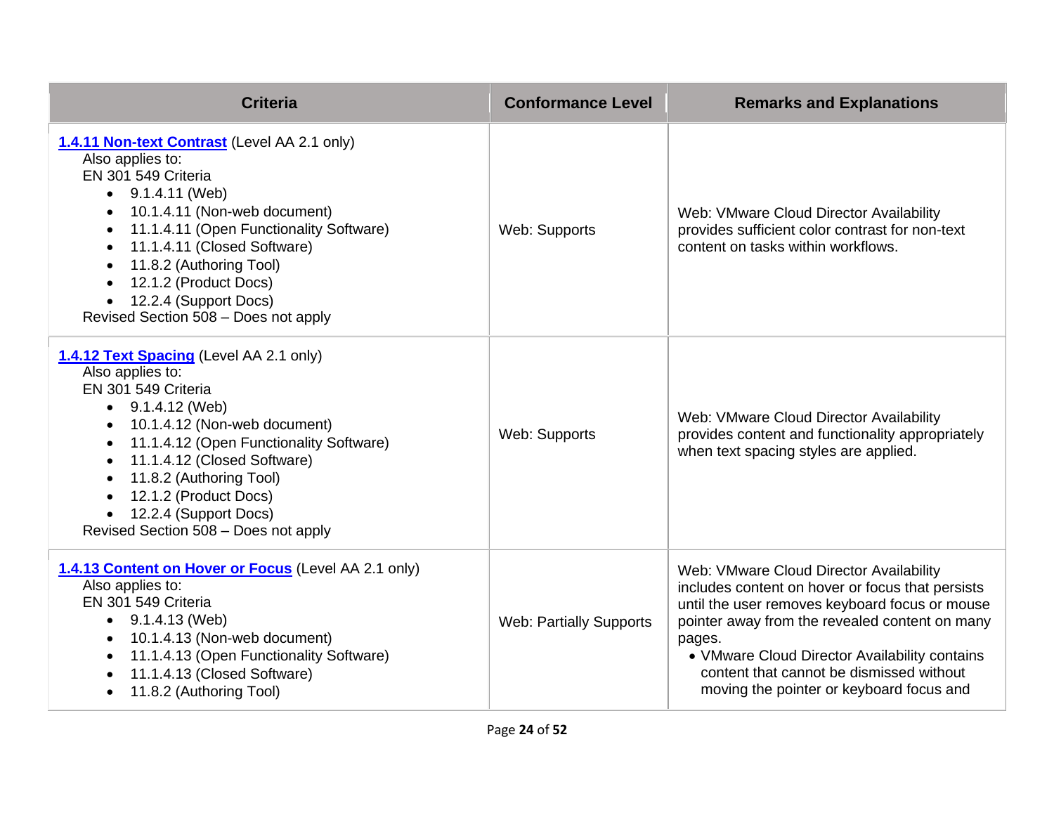| Criteria | Conformance Level | Remarks and Explanations |
| --- | --- | --- |
| [**1.4.11 Non-text Contrast**](#) (Level AA 2.1 only)<br>Also applies to:<br>EN 301 549 Criteria<br>• 9.1.4.11 (Web)<br>• 10.1.4.11 (Non-web document)<br>• 11.1.4.11 (Open Functionality Software)<br>• 11.1.4.11 (Closed Software)<br>• 11.8.2 (Authoring Tool)<br>• 12.1.2 (Product Docs)<br>• 12.2.4 (Support Docs)<br>Revised Section 508 – Does not apply | Web: Supports | Web: VMware Cloud Director Availability provides sufficient color contrast for non-text content on tasks within workflows. |
| [**1.4.12 Text Spacing**](#) (Level AA 2.1 only)<br>Also applies to:<br>EN 301 549 Criteria<br>• 9.1.4.12 (Web)<br>• 10.1.4.12 (Non-web document)<br>• 11.1.4.12 (Open Functionality Software)<br>• 11.1.4.12 (Closed Software)<br>• 11.8.2 (Authoring Tool)<br>• 12.1.2 (Product Docs)<br>• 12.2.4 (Support Docs)<br>Revised Section 508 – Does not apply | Web: Supports | Web: VMware Cloud Director Availability provides content and functionality appropriately when text spacing styles are applied. |
| [**1.4.13 Content on Hover or Focus**](#) (Level AA 2.1 only)<br>Also applies to:<br>EN 301 549 Criteria<br>• 9.1.4.13 (Web)<br>• 10.1.4.13 (Non-web document)<br>• 11.1.4.13 (Open Functionality Software)<br>• 11.1.4.13 (Closed Software)<br>• 11.8.2 (Authoring Tool) | Web: Partially Supports | Web: VMware Cloud Director Availability includes content on hover or focus that persists until the user removes keyboard focus or mouse pointer away from the revealed content on many pages.<br>• VMware Cloud Director Availability contains content that cannot be dismissed without moving the pointer or keyboard focus and |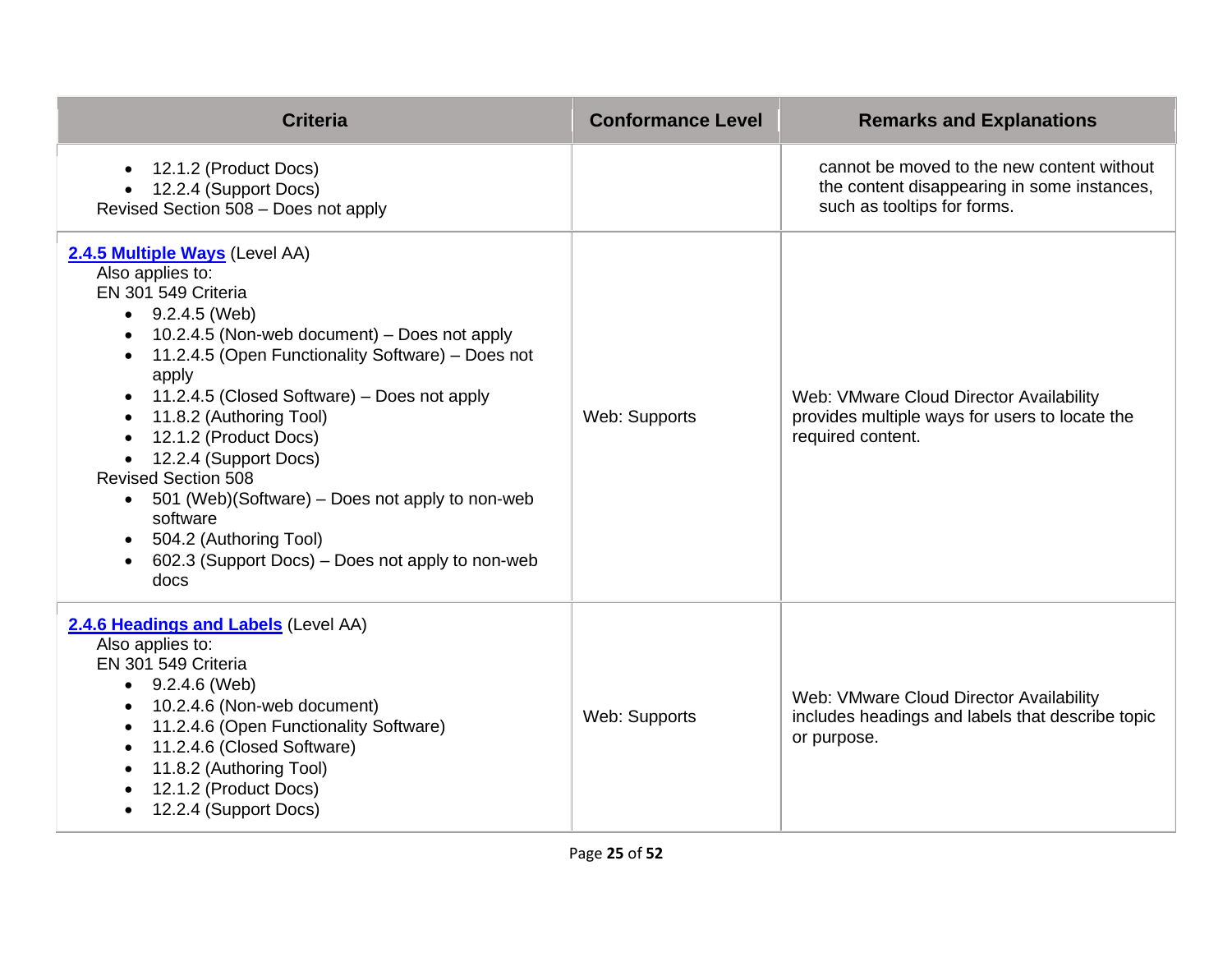| Criteria | Conformance Level | Remarks and Explanations |
| --- | --- | --- |
| • 12.1.2 (Product Docs)<br>• 12.2.4 (Support Docs)<br>Revised Section 508 – Does not apply | | cannot be moved to the new content without the content disappearing in some instances, such as tooltips for forms. |
| **2.4.5 Multiple Ways** (Level AA)<br>Also applies to:<br>EN 301 549 Criteria<br>• 9.2.4.5 (Web)<br>• 10.2.4.5 (Non-web document) – Does not apply<br>• 11.2.4.5 (Open Functionality Software) – Does not apply<br>• 11.2.4.5 (Closed Software) – Does not apply<br>• 11.8.2 (Authoring Tool)<br>• 12.1.2 (Product Docs)<br>• 12.2.4 (Support Docs)<br>Revised Section 508<br>• 501 (Web)(Software) – Does not apply to non-web software<br>• 504.2 (Authoring Tool)<br>• 602.3 (Support Docs) – Does not apply to non-web docs | Web: Supports | Web: VMware Cloud Director Availability provides multiple ways for users to locate the required content. |
| **2.4.6 Headings and Labels** (Level AA)<br>Also applies to:<br>EN 301 549 Criteria<br>• 9.2.4.6 (Web)<br>• 10.2.4.6 (Non-web document)<br>• 11.2.4.6 (Open Functionality Software)<br>• 11.2.4.6 (Closed Software)<br>• 11.8.2 (Authoring Tool)<br>• 12.1.2 (Product Docs)<br>• 12.2.4 (Support Docs) | Web: Supports | Web: VMware Cloud Director Availability includes headings and labels that describe topic or purpose. |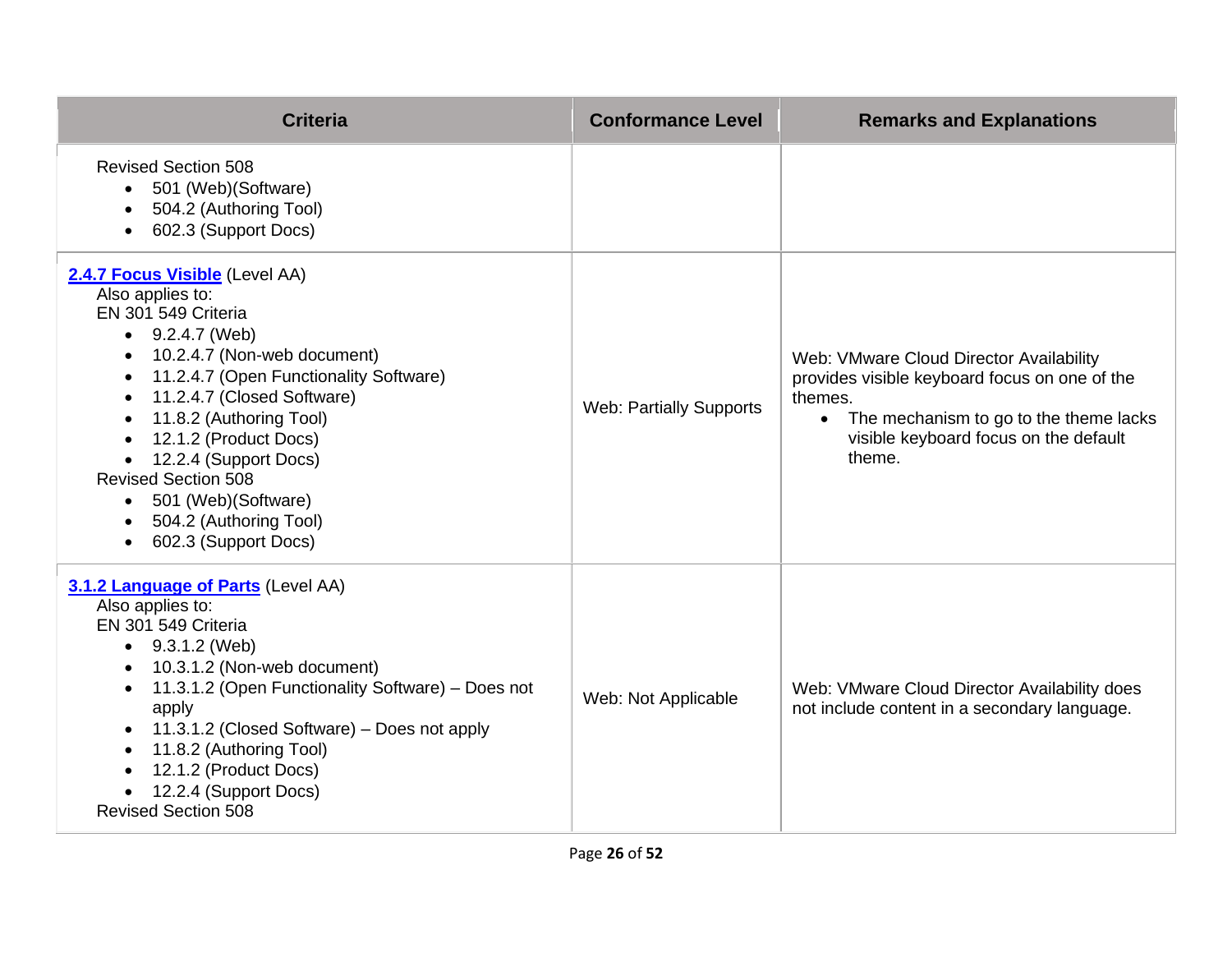| Criteria | Conformance Level | Remarks and Explanations |
|---|---|---|
| Revised Section 508<br>• 501 (Web)(Software)<br>• 504.2 (Authoring Tool)<br>• 602.3 (Support Docs) | | |
| **[2.4.7 Focus Visible]** (Level AA)<br>Also applies to:<br>EN 301 549 Criteria<br>• 9.2.4.7 (Web)<br>• 10.2.4.7 (Non-web document)<br>• 11.2.4.7 (Open Functionality Software)<br>• 11.2.4.7 (Closed Software)<br>• 11.8.2 (Authoring Tool)<br>• 12.1.2 (Product Docs)<br>• 12.2.4 (Support Docs)<br>Revised Section 508<br>• 501 (Web)(Software)<br>• 504.2 (Authoring Tool)<br>• 602.3 (Support Docs) | Web: Partially Supports | Web: VMware Cloud Director Availability provides visible keyboard focus on one of the themes.<br>• The mechanism to go to the theme lacks visible keyboard focus on the default theme. |
| **[3.1.2 Language of Parts]** (Level AA)<br>Also applies to:<br>EN 301 549 Criteria<br>• 9.3.1.2 (Web)<br>• 10.3.1.2 (Non-web document)<br>• 11.3.1.2 (Open Functionality Software) – Does not apply<br>• 11.3.1.2 (Closed Software) – Does not apply<br>• 11.8.2 (Authoring Tool)<br>• 12.1.2 (Product Docs)<br>• 12.2.4 (Support Docs)<br>Revised Section 508 | Web: Not Applicable | Web: VMware Cloud Director Availability does not include content in a secondary language. |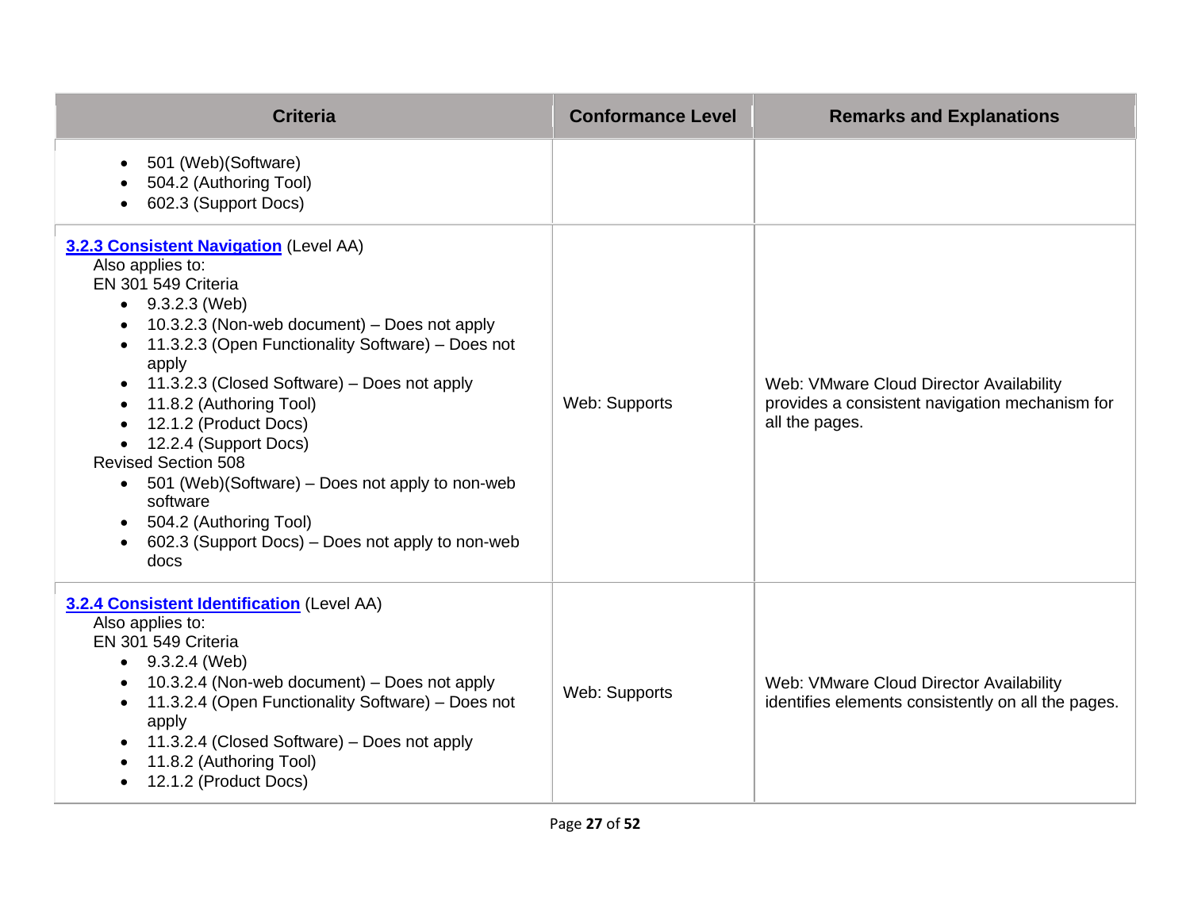| Criteria | Conformance Level | Remarks and Explanations |
| --- | --- | --- |
| <ul><li>501 (Web)(Software)</li><li>504.2 (Authoring Tool)</li><li>602.3 (Support Docs)</li></ul> | | |
| **3.2.3 Consistent Navigation** (Level AA)<br>Also applies to:<br>EN 301 549 Criteria<ul><li>9.3.2.3 (Web)</li><li>10.3.2.3 (Non-web document) – Does not apply</li><li>11.3.2.3 (Open Functionality Software) – Does not apply</li><li>11.3.2.3 (Closed Software) – Does not apply</li><li>11.8.2 (Authoring Tool)</li><li>12.1.2 (Product Docs)</li><li>12.2.4 (Support Docs)</li></ul>Revised Section 508<ul><li>501 (Web)(Software) – Does not apply to non-web software</li><li>504.2 (Authoring Tool)</li><li>602.3 (Support Docs) – Does not apply to non-web docs</li></ul> | Web: Supports | Web: VMware Cloud Director Availability provides a consistent navigation mechanism for all the pages. |
| **3.2.4 Consistent Identification** (Level AA)<br>Also applies to:<br>EN 301 549 Criteria<ul><li>9.3.2.4 (Web)</li><li>10.3.2.4 (Non-web document) – Does not apply</li><li>11.3.2.4 (Open Functionality Software) – Does not apply</li><li>11.3.2.4 (Closed Software) – Does not apply</li><li>11.8.2 (Authoring Tool)</li><li>12.1.2 (Product Docs)</li></ul> | Web: Supports | Web: VMware Cloud Director Availability identifies elements consistently on all the pages. |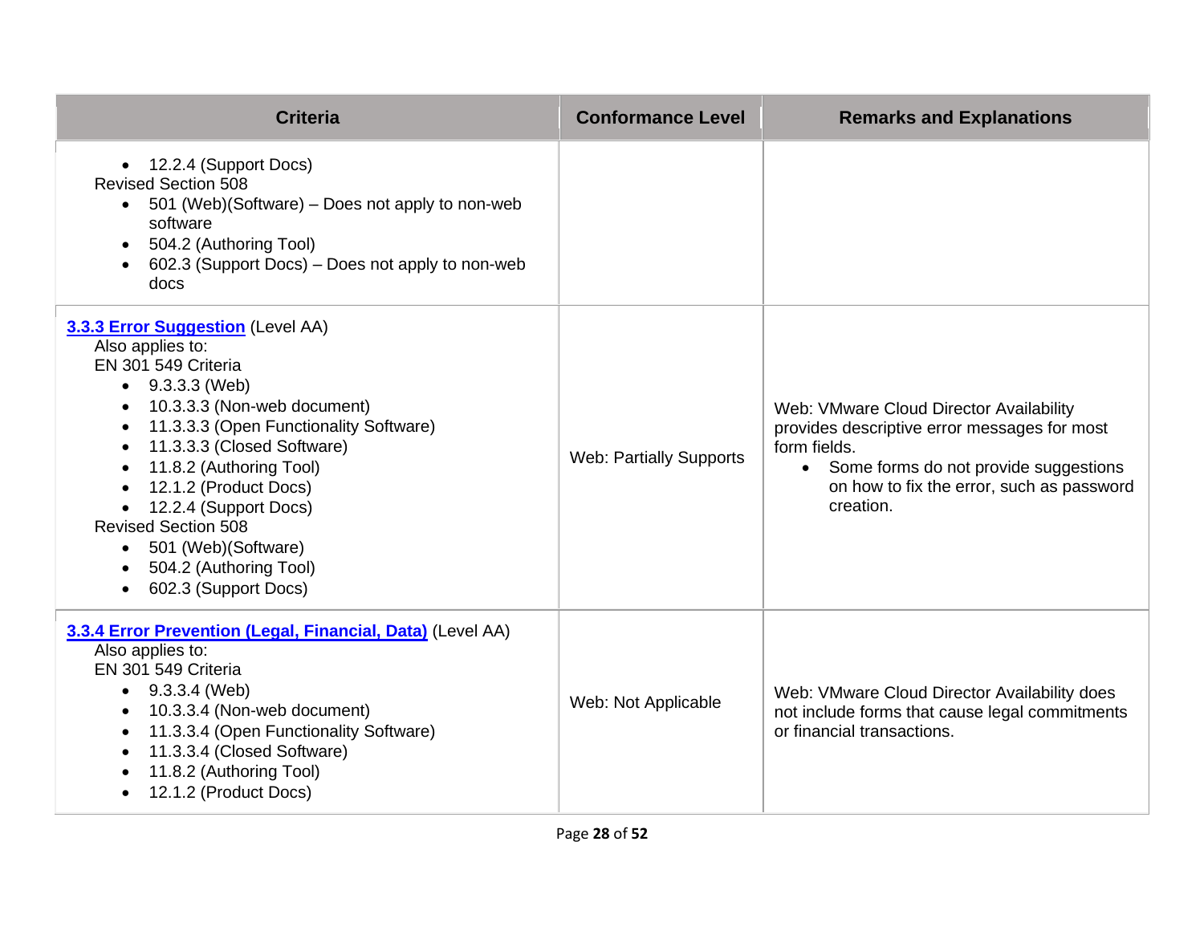| Criteria | Conformance Level | Remarks and Explanations |
| --- | --- | --- |
| • 12.2.4 (Support Docs)<br>Revised Section 508<br>• 501 (Web)(Software) – Does not apply to non-web software<br>• 504.2 (Authoring Tool)<br>• 602.3 (Support Docs) – Does not apply to non-web docs | | |
| **3.3.3 Error Suggestion** (Level AA)<br>Also applies to:<br>EN 301 549 Criteria<br>• 9.3.3.3 (Web)<br>• 10.3.3.3 (Non-web document)<br>• 11.3.3.3 (Open Functionality Software)<br>• 11.3.3.3 (Closed Software)<br>• 11.8.2 (Authoring Tool)<br>• 12.1.2 (Product Docs)<br>• 12.2.4 (Support Docs)<br>Revised Section 508<br>• 501 (Web)(Software)<br>• 504.2 (Authoring Tool)<br>• 602.3 (Support Docs) | Web: Partially Supports | Web: VMware Cloud Director Availability provides descriptive error messages for most form fields.<br>• Some forms do not provide suggestions on how to fix the error, such as password creation. |
| **3.3.4 Error Prevention (Legal, Financial, Data)** (Level AA)<br>Also applies to:<br>EN 301 549 Criteria<br>• 9.3.3.4 (Web)<br>• 10.3.3.4 (Non-web document)<br>• 11.3.3.4 (Open Functionality Software)<br>• 11.3.3.4 (Closed Software)<br>• 11.8.2 (Authoring Tool)<br>• 12.1.2 (Product Docs) | Web: Not Applicable | Web: VMware Cloud Director Availability does not include forms that cause legal commitments or financial transactions. |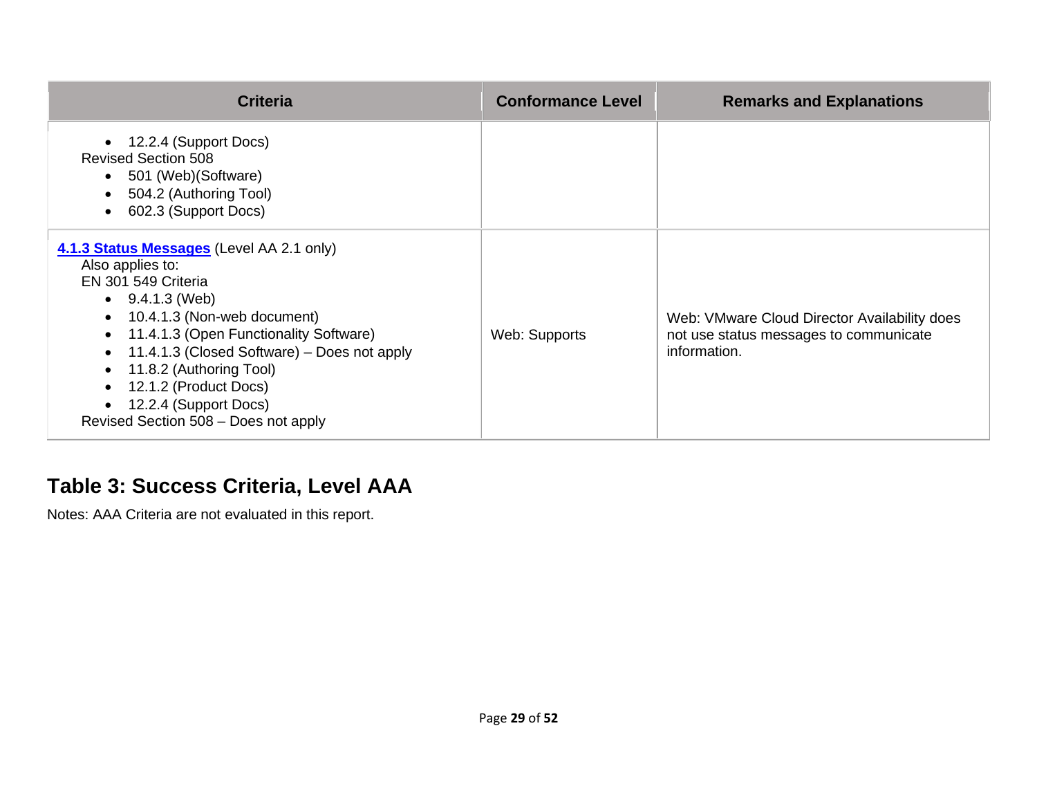| Criteria | Conformance Level | Remarks and Explanations |
|---|---|---|
| • 12.2.4 (Support Docs)<br>Revised Section 508<br>• 501 (Web)(Software)<br>• 504.2 (Authoring Tool)<br>• 602.3 (Support Docs) | | |
| **[4.1.3 Status Messages]** (Level AA 2.1 only)<br>Also applies to:<br>EN 301 549 Criteria<br>• 9.4.1.3 (Web)<br>• 10.4.1.3 (Non-web document)<br>• 11.4.1.3 (Open Functionality Software)<br>• 11.4.1.3 (Closed Software) – Does not apply<br>• 11.8.2 (Authoring Tool)<br>• 12.1.2 (Product Docs)<br>• 12.2.4 (Support Docs)<br>Revised Section 508 – Does not apply | Web: Supports | Web: VMware Cloud Director Availability does not use status messages to communicate information. |

## Table 3: Success Criteria, Level AAA

Notes: AAA Criteria are not evaluated in this report.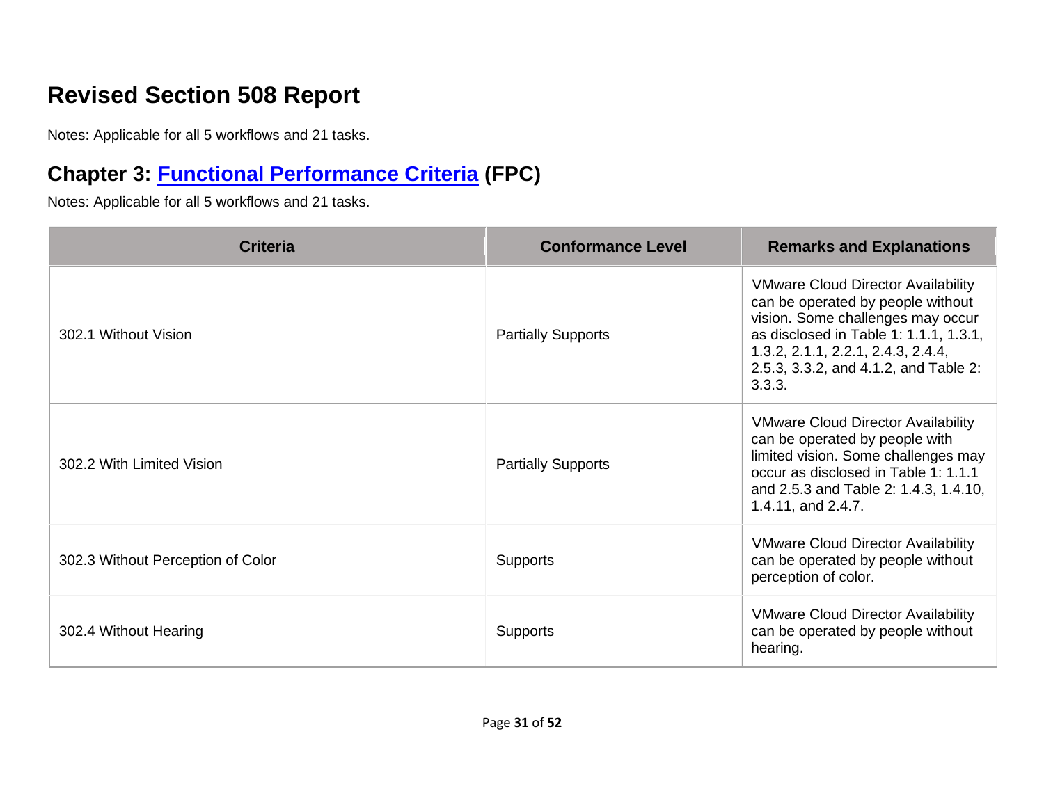## Revised Section 508 Report

Notes: Applicable for all 5 workflows and 21 tasks.

### Chapter 3: [Functional Performance Criteria](https://www.access-board.gov/guidelines-and-standards/communications-and-it/about-the-ict-refresh/final-rule/text-of-the-standards-and-guidelines#302-functional-performance-criteria) (FPC)

Notes: Applicable for all 5 workflows and 21 tasks.

| Criteria | Conformance Level | Remarks and Explanations |
|---|---|---|
| 302.1 Without Vision | Partially Supports | VMware Cloud Director Availability can be operated by people without vision. Some challenges may occur as disclosed in Table 1: 1.1.1, 1.3.1, 1.3.2, 2.1.1, 2.2.1, 2.4.3, 2.4.4, 2.5.3, 3.3.2, and 4.1.2, and Table 2: 3.3.3. |
| 302.2 With Limited Vision | Partially Supports | VMware Cloud Director Availability can be operated by people with limited vision. Some challenges may occur as disclosed in Table 1: 1.1.1 and 2.5.3 and Table 2: 1.4.3, 1.4.10, 1.4.11, and 2.4.7. |
| 302.3 Without Perception of Color | Supports | VMware Cloud Director Availability can be operated by people without perception of color. |
| 302.4 Without Hearing | Supports | VMware Cloud Director Availability can be operated by people without hearing. |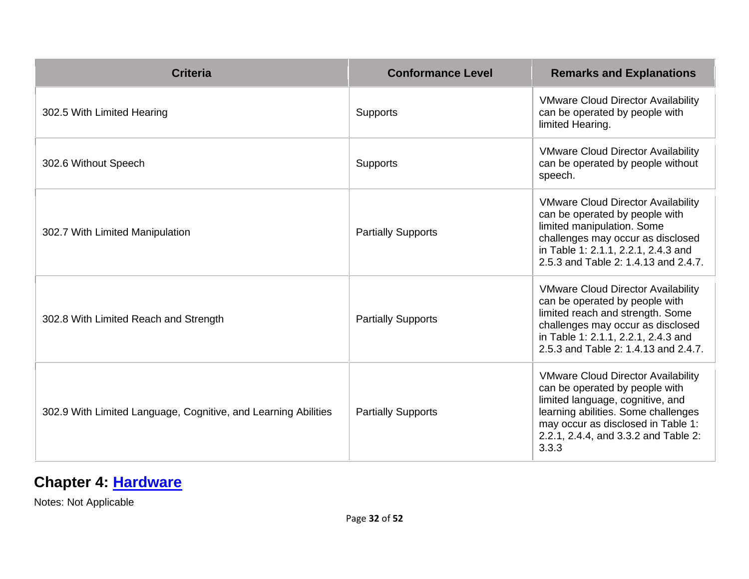| Criteria | Conformance Level | Remarks and Explanations |
|---|---|---|
| 302.5 With Limited Hearing | Supports | VMware Cloud Director Availability can be operated by people with limited Hearing. |
| 302.6 Without Speech | Supports | VMware Cloud Director Availability can be operated by people without speech. |
| 302.7 With Limited Manipulation | Partially Supports | VMware Cloud Director Availability can be operated by people with limited manipulation. Some challenges may occur as disclosed in Table 1: 2.1.1, 2.2.1, 2.4.3 and 2.5.3 and Table 2: 1.4.13 and 2.4.7. |
| 302.8 With Limited Reach and Strength | Partially Supports | VMware Cloud Director Availability can be operated by people with limited reach and strength. Some challenges may occur as disclosed in Table 1: 2.1.1, 2.2.1, 2.4.3 and 2.5.3 and Table 2: 1.4.13 and 2.4.7. |
| 302.9 With Limited Language, Cognitive, and Learning Abilities | Partially Supports | VMware Cloud Director Availability can be operated by people with limited language, cognitive, and learning abilities. Some challenges may occur as disclosed in Table 1: 2.2.1, 2.4.4, and 3.3.2 and Table 2: 3.3.3 |

## Chapter 4: Hardware

Notes: Not Applicable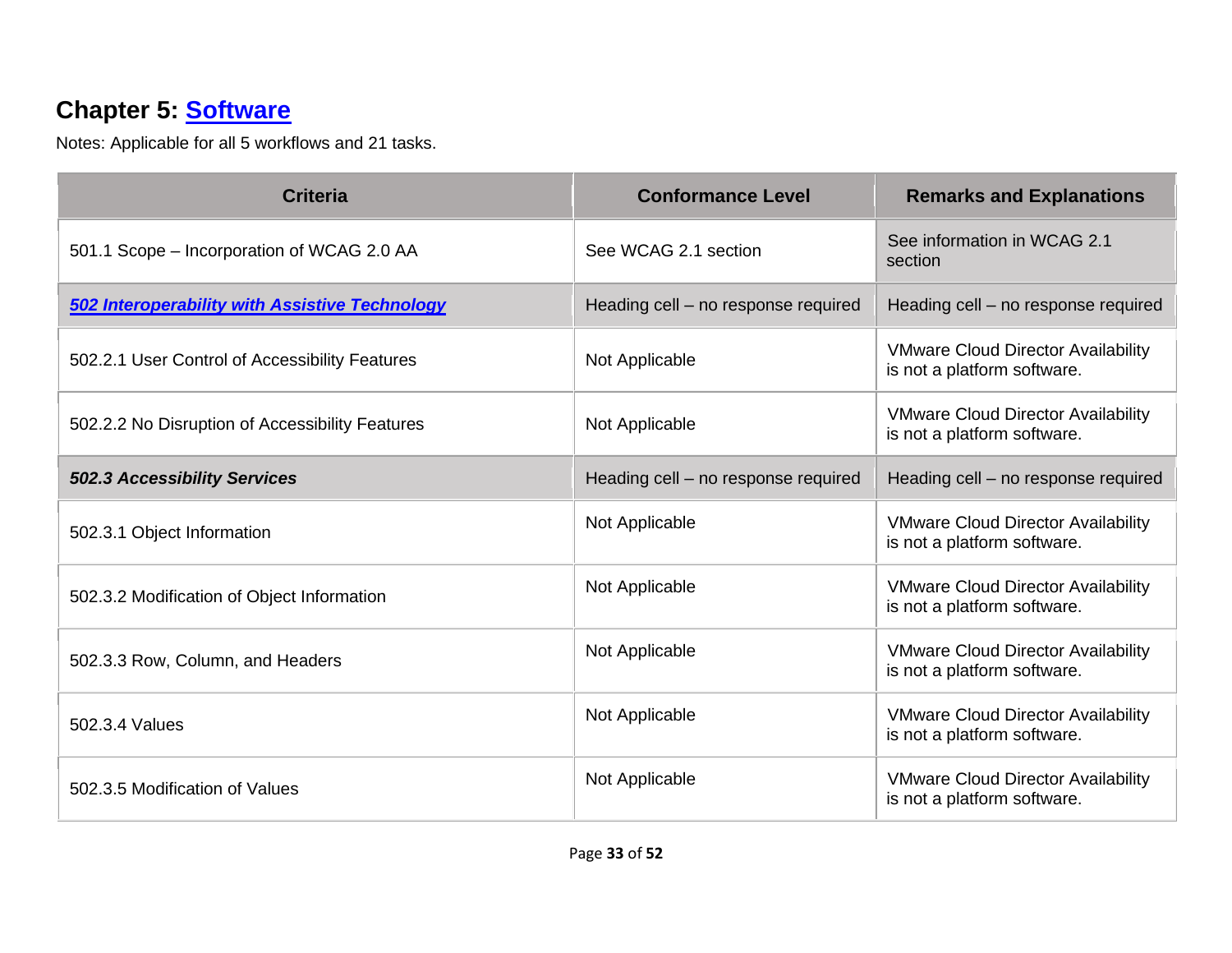## Chapter 5: Software

Notes: Applicable for all 5 workflows and 21 tasks.

| Criteria | Conformance Level | Remarks and Explanations |
| --- | --- | --- |
| 501.1 Scope – Incorporation of WCAG 2.0 AA | See WCAG 2.1 section | See information in WCAG 2.1 section |
| ***502 Interoperability with Assistive Technology*** | Heading cell – no response required | Heading cell – no response required |
| 502.2.1 User Control of Accessibility Features | Not Applicable | VMware Cloud Director Availability is not a platform software. |
| 502.2.2 No Disruption of Accessibility Features | Not Applicable | VMware Cloud Director Availability is not a platform software. |
| ***502.3 Accessibility Services*** | Heading cell – no response required | Heading cell – no response required |
| 502.3.1 Object Information | Not Applicable | VMware Cloud Director Availability is not a platform software. |
| 502.3.2 Modification of Object Information | Not Applicable | VMware Cloud Director Availability is not a platform software. |
| 502.3.3 Row, Column, and Headers | Not Applicable | VMware Cloud Director Availability is not a platform software. |
| 502.3.4 Values | Not Applicable | VMware Cloud Director Availability is not a platform software. |
| 502.3.5 Modification of Values | Not Applicable | VMware Cloud Director Availability is not a platform software. |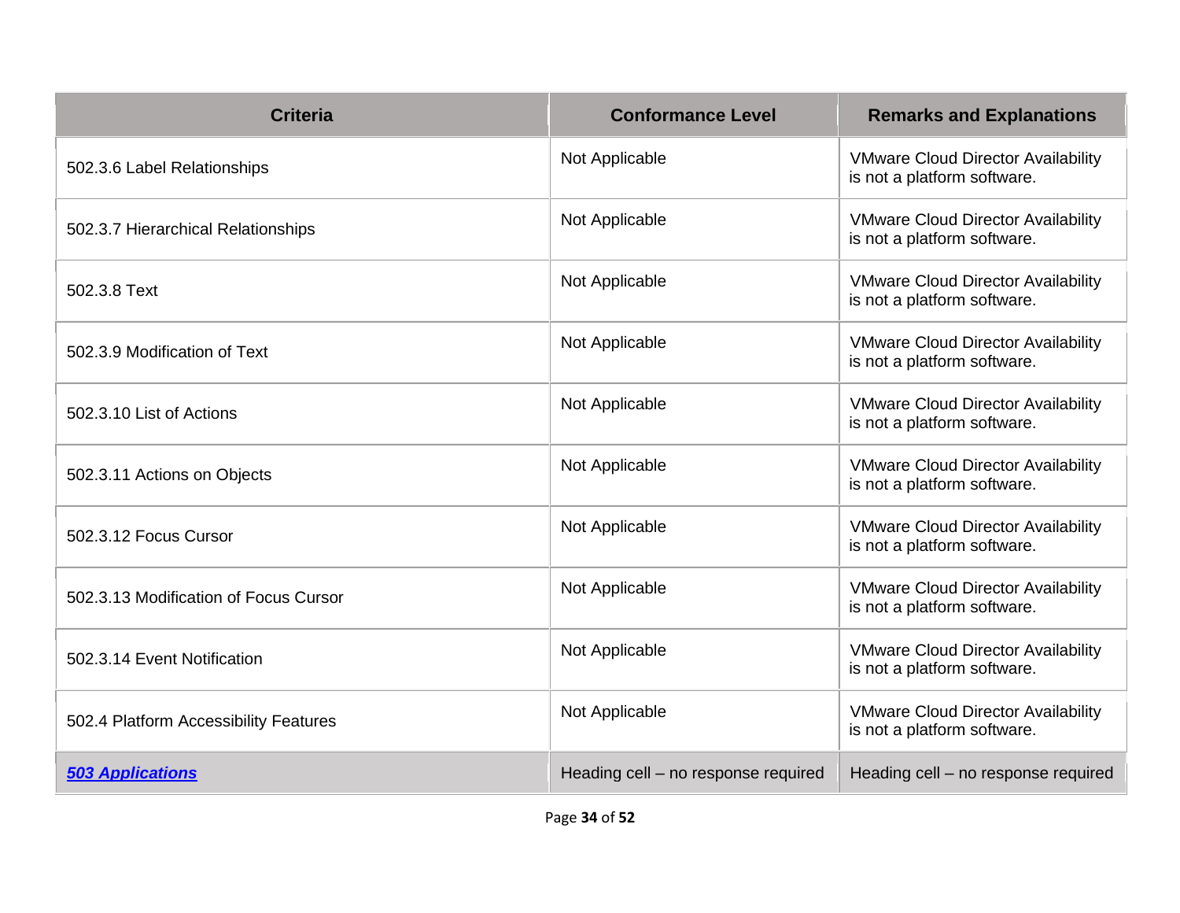| Criteria | Conformance Level | Remarks and Explanations |
| --- | --- | --- |
| 502.3.6 Label Relationships | Not Applicable | VMware Cloud Director Availability is not a platform software. |
| 502.3.7 Hierarchical Relationships | Not Applicable | VMware Cloud Director Availability is not a platform software. |
| 502.3.8 Text | Not Applicable | VMware Cloud Director Availability is not a platform software. |
| 502.3.9 Modification of Text | Not Applicable | VMware Cloud Director Availability is not a platform software. |
| 502.3.10 List of Actions | Not Applicable | VMware Cloud Director Availability is not a platform software. |
| 502.3.11 Actions on Objects | Not Applicable | VMware Cloud Director Availability is not a platform software. |
| 502.3.12 Focus Cursor | Not Applicable | VMware Cloud Director Availability is not a platform software. |
| 502.3.13 Modification of Focus Cursor | Not Applicable | VMware Cloud Director Availability is not a platform software. |
| 502.3.14 Event Notification | Not Applicable | VMware Cloud Director Availability is not a platform software. |
| 502.4 Platform Accessibility Features | Not Applicable | VMware Cloud Director Availability is not a platform software. |
| ***503 Applications*** | Heading cell – no response required | Heading cell – no response required |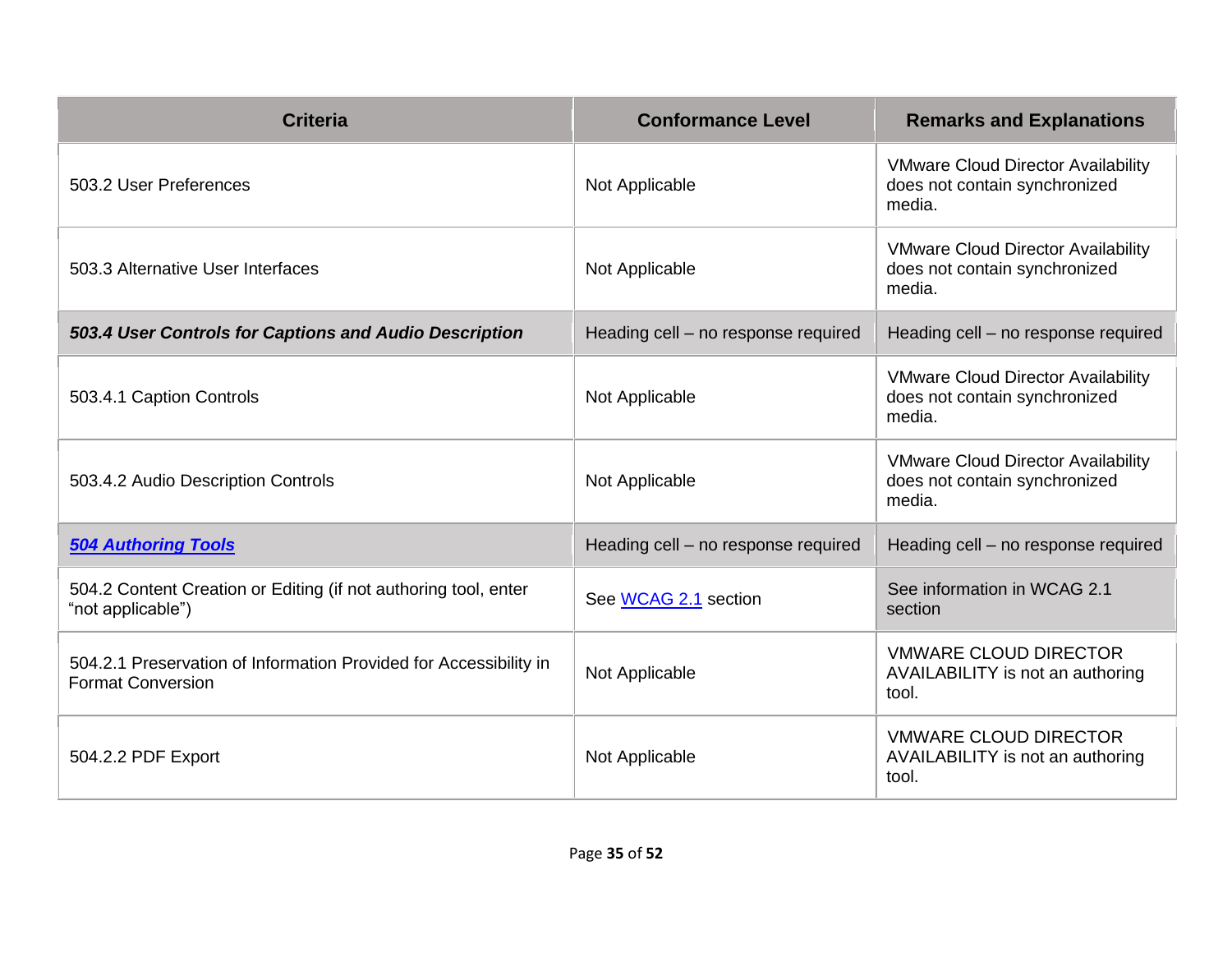| Criteria | Conformance Level | Remarks and Explanations |
| --- | --- | --- |
| 503.2 User Preferences | Not Applicable | VMware Cloud Director Availability does not contain synchronized media. |
| 503.3 Alternative User Interfaces | Not Applicable | VMware Cloud Director Availability does not contain synchronized media. |
| ***503.4 User Controls for Captions and Audio Description*** | Heading cell – no response required | Heading cell – no response required |
| 503.4.1 Caption Controls | Not Applicable | VMware Cloud Director Availability does not contain synchronized media. |
| 503.4.2 Audio Description Controls | Not Applicable | VMware Cloud Director Availability does not contain synchronized media. |
| ***504 Authoring Tools*** | Heading cell – no response required | Heading cell – no response required |
| 504.2 Content Creation or Editing (if not authoring tool, enter “not applicable”) | See WCAG 2.1 section | See information in WCAG 2.1 section |
| 504.2.1 Preservation of Information Provided for Accessibility in Format Conversion | Not Applicable | VMWARE CLOUD DIRECTOR AVAILABILITY is not an authoring tool. |
| 504.2.2 PDF Export | Not Applicable | VMWARE CLOUD DIRECTOR AVAILABILITY is not an authoring tool. |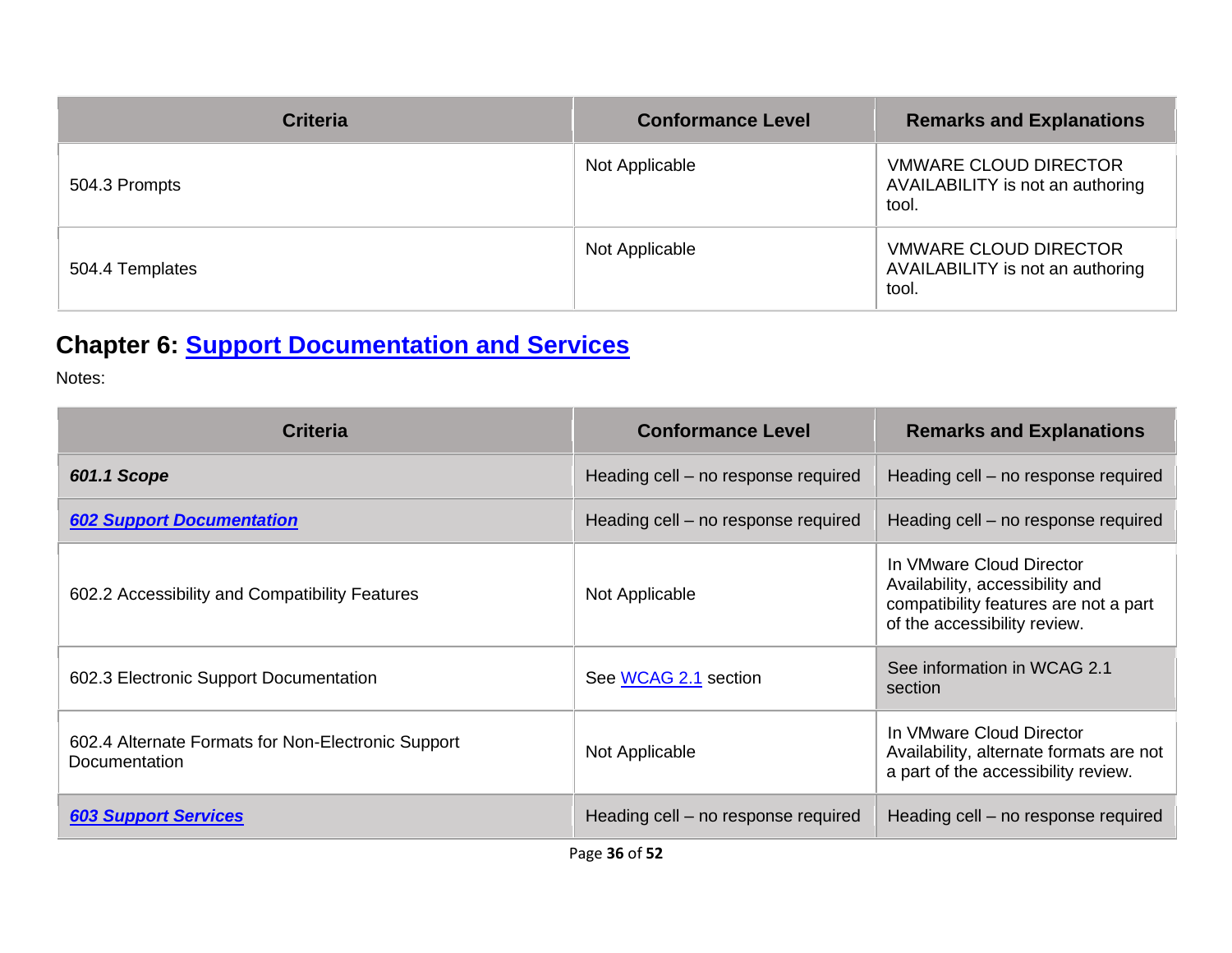| Criteria | Conformance Level | Remarks and Explanations |
|---|---|---|
| 504.3 Prompts | Not Applicable | VMWARE CLOUD DIRECTOR AVAILABILITY is not an authoring tool. |
| 504.4 Templates | Not Applicable | VMWARE CLOUD DIRECTOR AVAILABILITY is not an authoring tool. |

## Chapter 6: Support Documentation and Services

Notes:

| Criteria | Conformance Level | Remarks and Explanations |
|---|---|---|
| ***601.1 Scope*** | Heading cell – no response required | Heading cell – no response required |
| ***602 Support Documentation*** | Heading cell – no response required | Heading cell – no response required |
| 602.2 Accessibility and Compatibility Features | Not Applicable | In VMware Cloud Director Availability, accessibility and compatibility features are not a part of the accessibility review. |
| 602.3 Electronic Support Documentation | See WCAG 2.1 section | See information in WCAG 2.1 section |
| 602.4 Alternate Formats for Non-Electronic Support Documentation | Not Applicable | In VMware Cloud Director Availability, alternate formats are not a part of the accessibility review. |
| ***603 Support Services*** | Heading cell – no response required | Heading cell – no response required |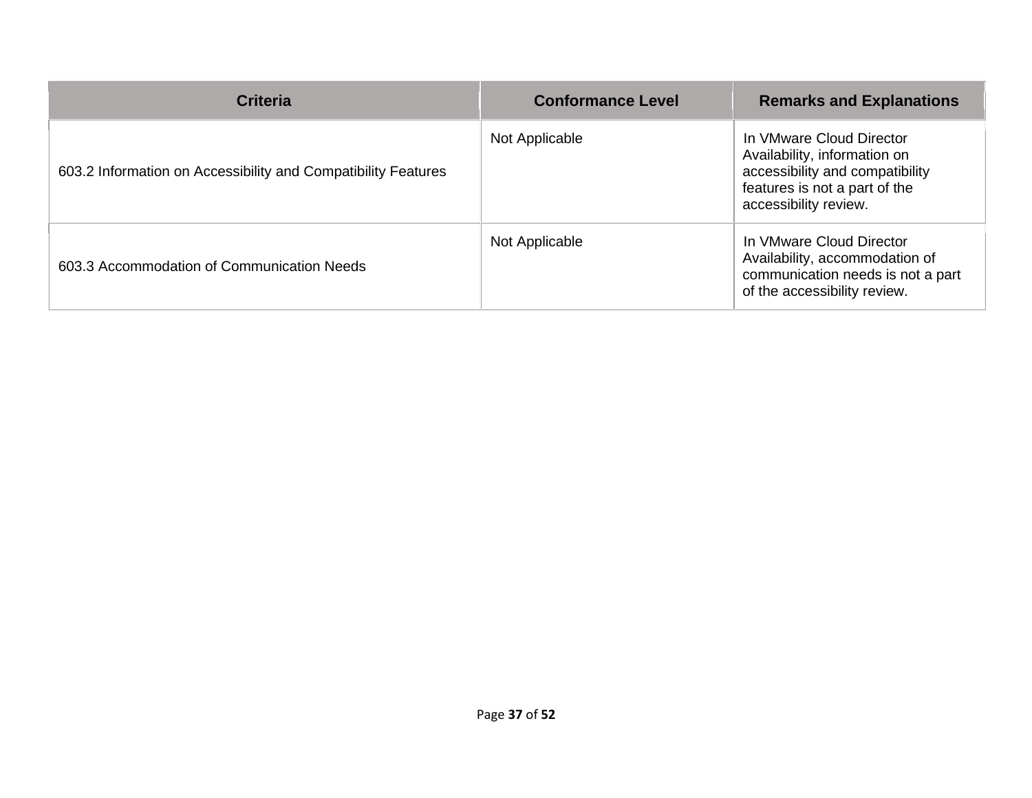| Criteria | Conformance Level | Remarks and Explanations |
| --- | --- | --- |
| 603.2 Information on Accessibility and Compatibility Features | Not Applicable | In VMware Cloud Director Availability, information on accessibility and compatibility features is not a part of the accessibility review. |
| 603.3 Accommodation of Communication Needs | Not Applicable | In VMware Cloud Director Availability, accommodation of communication needs is not a part of the accessibility review. |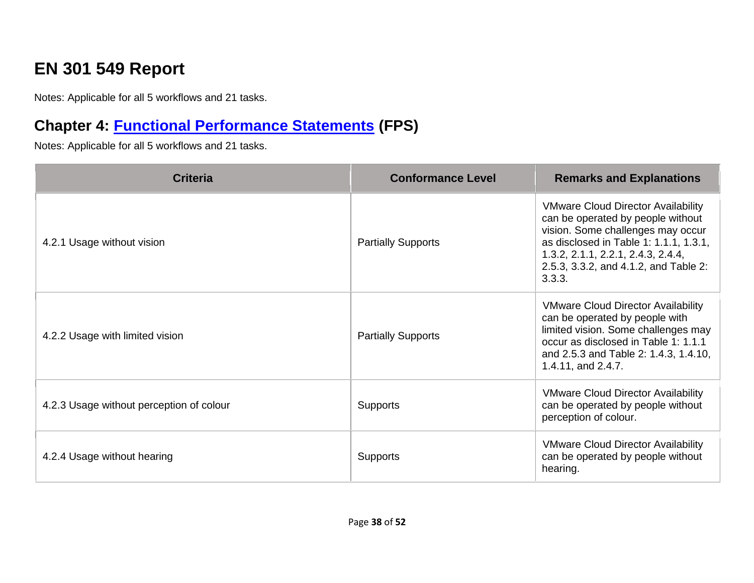# EN 301 549 Report

Notes: Applicable for all 5 workflows and 21 tasks.

## Chapter 4: [Functional Performance Statements](https://www.etsi.org/deliver/etsi_en/301500_301599/301549/03.01.01_60/en_301549v030101p.pdf#%5B%7B%22num%22%3A38%2C%22gen%22%3A0%7D%2C%7B%22name%22%3A%22XYZ%22%7D%2C54%2C747%2C0%5D) (FPS)

Notes: Applicable for all 5 workflows and 21 tasks.

| Criteria | Conformance Level | Remarks and Explanations |
|---|---|---|
| 4.2.1 Usage without vision | Partially Supports | VMware Cloud Director Availability can be operated by people without vision. Some challenges may occur as disclosed in Table 1: 1.1.1, 1.3.1, 1.3.2, 2.1.1, 2.2.1, 2.4.3, 2.4.4, 2.5.3, 3.3.2, and 4.1.2, and Table 2: 3.3.3. |
| 4.2.2 Usage with limited vision | Partially Supports | VMware Cloud Director Availability can be operated by people with limited vision. Some challenges may occur as disclosed in Table 1: 1.1.1 and 2.5.3 and Table 2: 1.4.3, 1.4.10, 1.4.11, and 2.4.7. |
| 4.2.3 Usage without perception of colour | Supports | VMware Cloud Director Availability can be operated by people without perception of colour. |
| 4.2.4 Usage without hearing | Supports | VMware Cloud Director Availability can be operated by people without hearing. |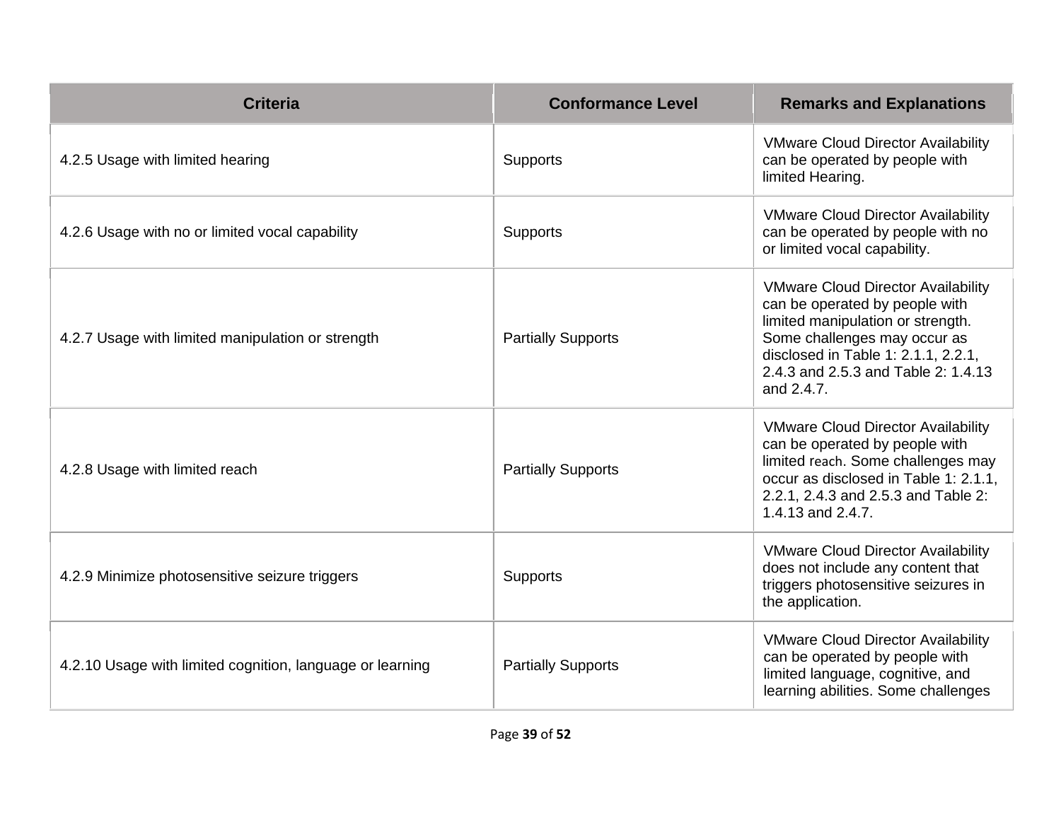| Criteria | Conformance Level | Remarks and Explanations |
| --- | --- | --- |
| 4.2.5 Usage with limited hearing | Supports | VMware Cloud Director Availability can be operated by people with limited Hearing. |
| 4.2.6 Usage with no or limited vocal capability | Supports | VMware Cloud Director Availability can be operated by people with no or limited vocal capability. |
| 4.2.7 Usage with limited manipulation or strength | Partially Supports | VMware Cloud Director Availability can be operated by people with limited manipulation or strength. Some challenges may occur as disclosed in Table 1: 2.1.1, 2.2.1, 2.4.3 and 2.5.3 and Table 2: 1.4.13 and 2.4.7. |
| 4.2.8 Usage with limited reach | Partially Supports | VMware Cloud Director Availability can be operated by people with limited reach. Some challenges may occur as disclosed in Table 1: 2.1.1, 2.2.1, 2.4.3 and 2.5.3 and Table 2: 1.4.13 and 2.4.7. |
| 4.2.9 Minimize photosensitive seizure triggers | Supports | VMware Cloud Director Availability does not include any content that triggers photosensitive seizures in the application. |
| 4.2.10 Usage with limited cognition, language or learning | Partially Supports | VMware Cloud Director Availability can be operated by people with limited language, cognitive, and learning abilities. Some challenges |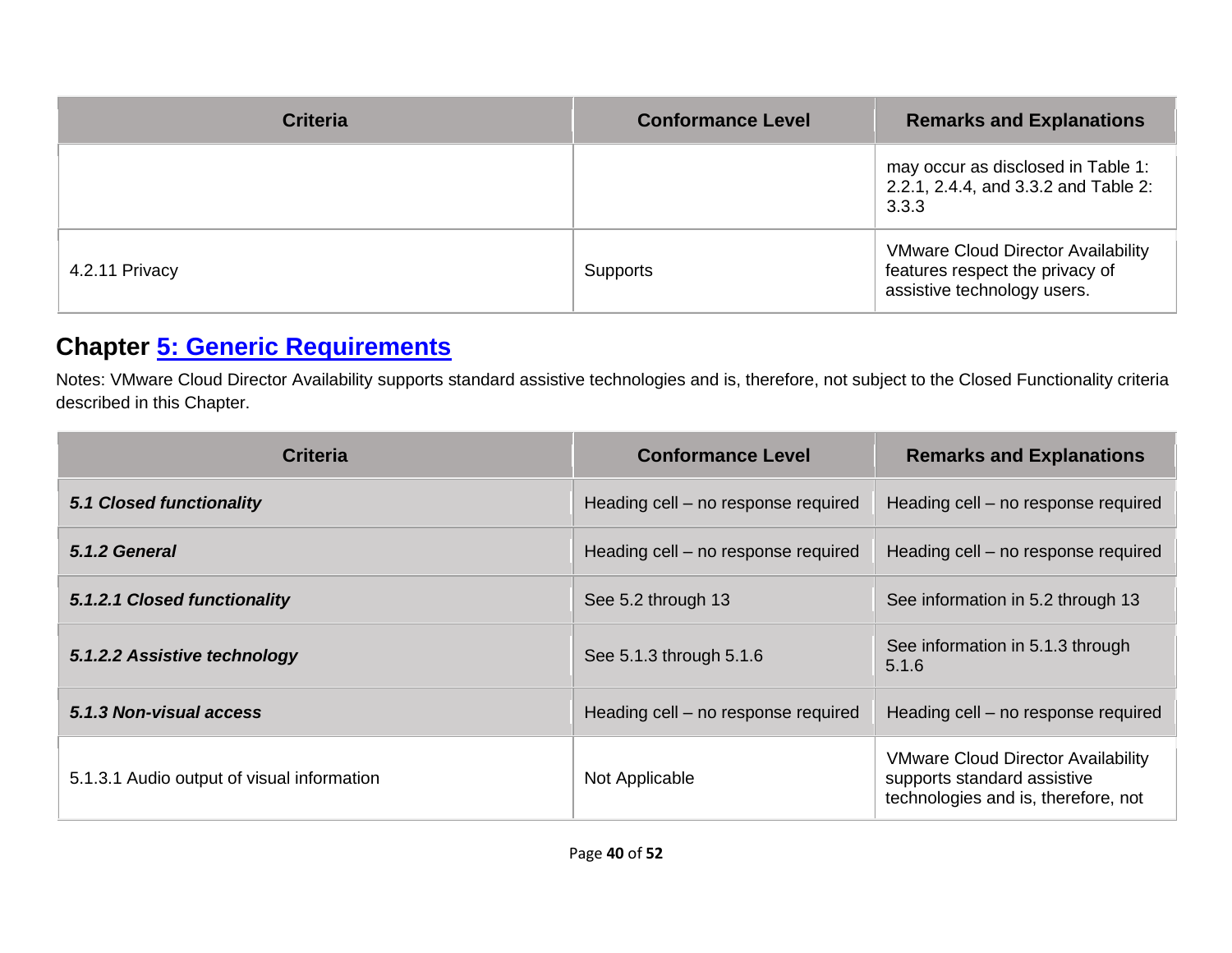| Criteria | Conformance Level | Remarks and Explanations |
|---|---|---|
| | | may occur as disclosed in Table 1: 2.2.1, 2.4.4, and 3.3.2 and Table 2: 3.3.3 |
| 4.2.11 Privacy | Supports | VMware Cloud Director Availability features respect the privacy of assistive technology users. |

## Chapter [5: Generic Requirements]()

Notes: VMware Cloud Director Availability supports standard assistive technologies and is, therefore, not subject to the Closed Functionality criteria described in this Chapter.

| Criteria | Conformance Level | Remarks and Explanations |
|---|---|---|
| ***5.1 Closed functionality*** | Heading cell – no response required | Heading cell – no response required |
| ***5.1.2 General*** | Heading cell – no response required | Heading cell – no response required |
| ***5.1.2.1 Closed functionality*** | See 5.2 through 13 | See information in 5.2 through 13 |
| ***5.1.2.2 Assistive technology*** | See 5.1.3 through 5.1.6 | See information in 5.1.3 through 5.1.6 |
| ***5.1.3 Non-visual access*** | Heading cell – no response required | Heading cell – no response required |
| 5.1.3.1 Audio output of visual information | Not Applicable | VMware Cloud Director Availability supports standard assistive technologies and is, therefore, not |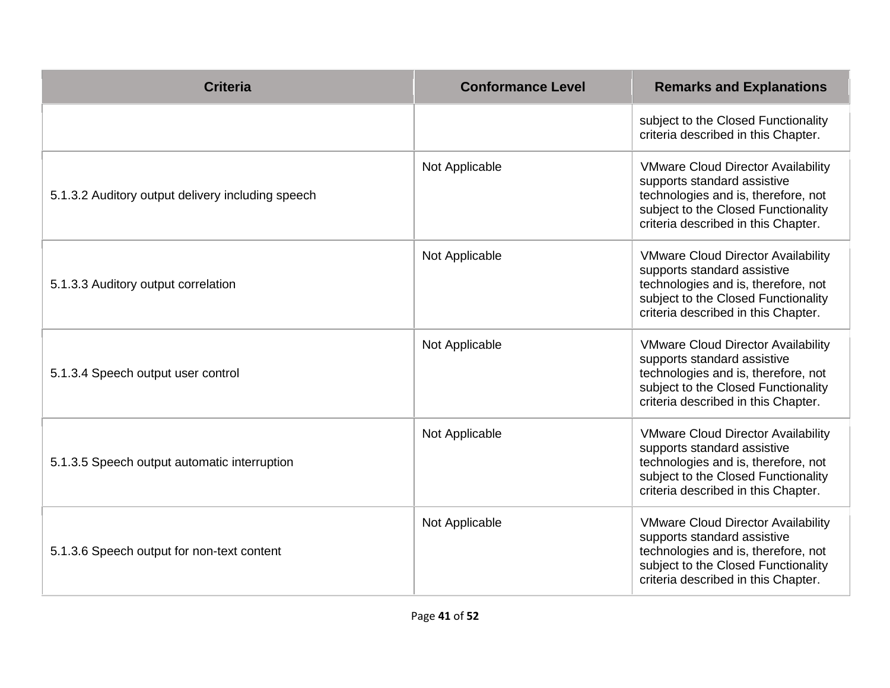| Criteria | Conformance Level | Remarks and Explanations |
| --- | --- | --- |
| | | subject to the Closed Functionality criteria described in this Chapter. |
| 5.1.3.2 Auditory output delivery including speech | Not Applicable | VMware Cloud Director Availability supports standard assistive technologies and is, therefore, not subject to the Closed Functionality criteria described in this Chapter. |
| 5.1.3.3 Auditory output correlation | Not Applicable | VMware Cloud Director Availability supports standard assistive technologies and is, therefore, not subject to the Closed Functionality criteria described in this Chapter. |
| 5.1.3.4 Speech output user control | Not Applicable | VMware Cloud Director Availability supports standard assistive technologies and is, therefore, not subject to the Closed Functionality criteria described in this Chapter. |
| 5.1.3.5 Speech output automatic interruption | Not Applicable | VMware Cloud Director Availability supports standard assistive technologies and is, therefore, not subject to the Closed Functionality criteria described in this Chapter. |
| 5.1.3.6 Speech output for non-text content | Not Applicable | VMware Cloud Director Availability supports standard assistive technologies and is, therefore, not subject to the Closed Functionality criteria described in this Chapter. |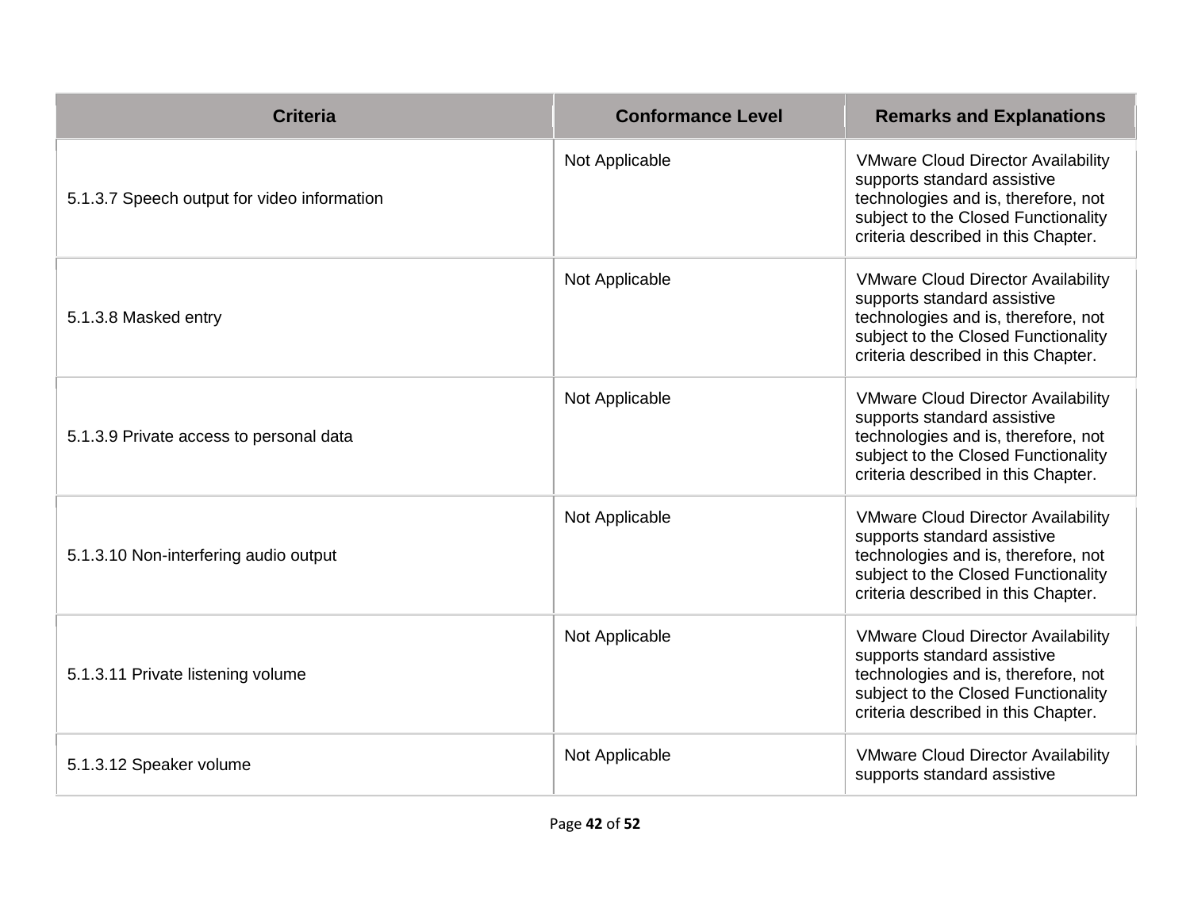| Criteria | Conformance Level | Remarks and Explanations |
|---|---|---|
| 5.1.3.7 Speech output for video information | Not Applicable | VMware Cloud Director Availability supports standard assistive technologies and is, therefore, not subject to the Closed Functionality criteria described in this Chapter. |
| 5.1.3.8 Masked entry | Not Applicable | VMware Cloud Director Availability supports standard assistive technologies and is, therefore, not subject to the Closed Functionality criteria described in this Chapter. |
| 5.1.3.9 Private access to personal data | Not Applicable | VMware Cloud Director Availability supports standard assistive technologies and is, therefore, not subject to the Closed Functionality criteria described in this Chapter. |
| 5.1.3.10 Non-interfering audio output | Not Applicable | VMware Cloud Director Availability supports standard assistive technologies and is, therefore, not subject to the Closed Functionality criteria described in this Chapter. |
| 5.1.3.11 Private listening volume | Not Applicable | VMware Cloud Director Availability supports standard assistive technologies and is, therefore, not subject to the Closed Functionality criteria described in this Chapter. |
| 5.1.3.12 Speaker volume | Not Applicable | VMware Cloud Director Availability supports standard assistive |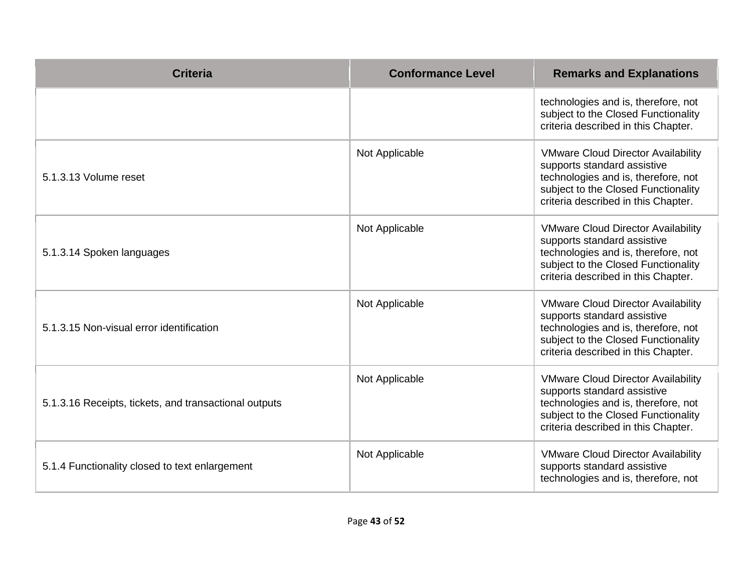| Criteria | Conformance Level | Remarks and Explanations |
|---|---|---|
| | | technologies and is, therefore, not subject to the Closed Functionality criteria described in this Chapter. |
| 5.1.3.13 Volume reset | Not Applicable | VMware Cloud Director Availability supports standard assistive technologies and is, therefore, not subject to the Closed Functionality criteria described in this Chapter. |
| 5.1.3.14 Spoken languages | Not Applicable | VMware Cloud Director Availability supports standard assistive technologies and is, therefore, not subject to the Closed Functionality criteria described in this Chapter. |
| 5.1.3.15 Non-visual error identification | Not Applicable | VMware Cloud Director Availability supports standard assistive technologies and is, therefore, not subject to the Closed Functionality criteria described in this Chapter. |
| 5.1.3.16 Receipts, tickets, and transactional outputs | Not Applicable | VMware Cloud Director Availability supports standard assistive technologies and is, therefore, not subject to the Closed Functionality criteria described in this Chapter. |
| 5.1.4 Functionality closed to text enlargement | Not Applicable | VMware Cloud Director Availability supports standard assistive technologies and is, therefore, not |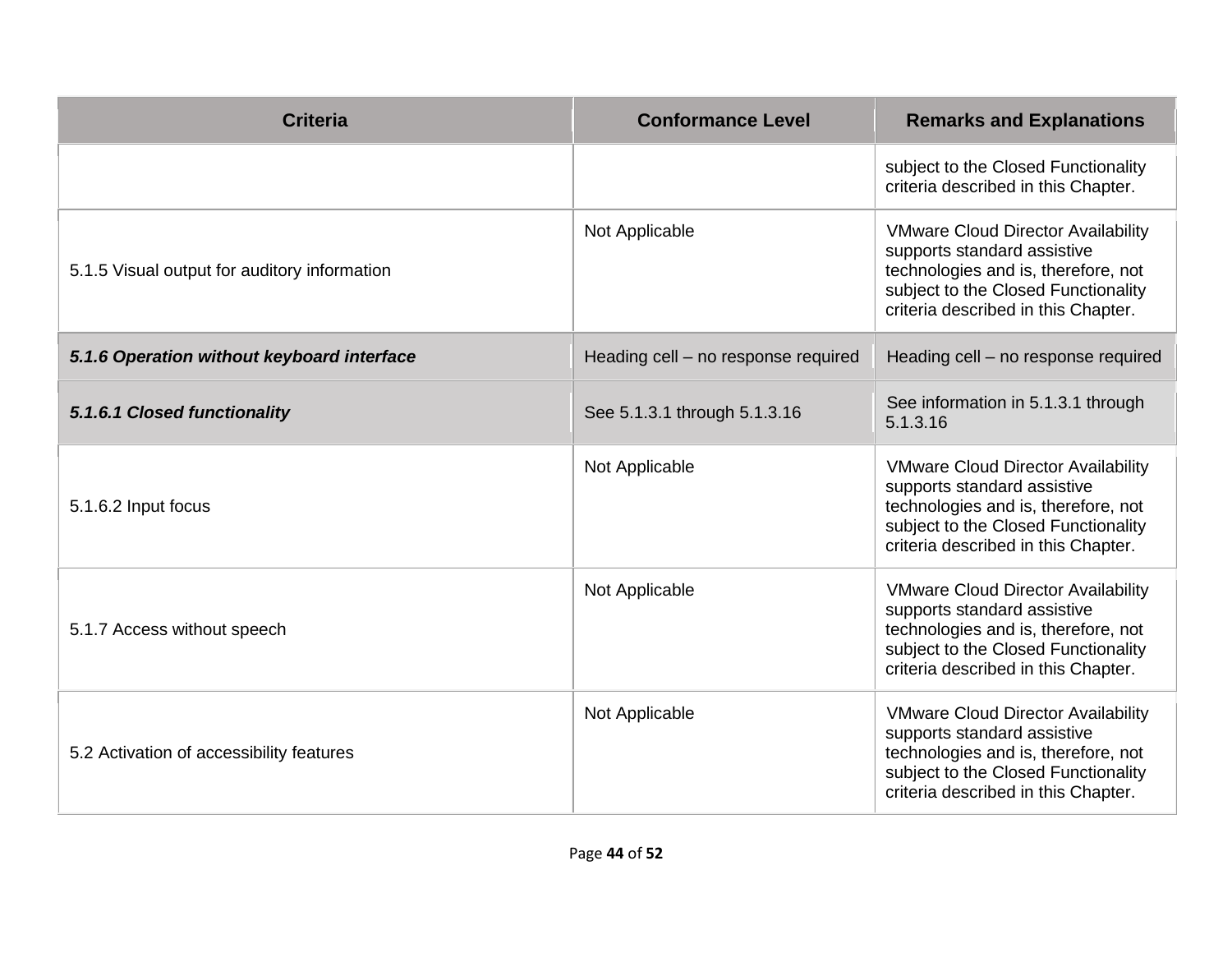| Criteria | Conformance Level | Remarks and Explanations |
| --- | --- | --- |
| | | subject to the Closed Functionality criteria described in this Chapter. |
| 5.1.5 Visual output for auditory information | Not Applicable | VMware Cloud Director Availability supports standard assistive technologies and is, therefore, not subject to the Closed Functionality criteria described in this Chapter. |
| ***5.1.6 Operation without keyboard interface*** | Heading cell – no response required | Heading cell – no response required |
| ***5.1.6.1 Closed functionality*** | See 5.1.3.1 through 5.1.3.16 | See information in 5.1.3.1 through 5.1.3.16 |
| 5.1.6.2 Input focus | Not Applicable | VMware Cloud Director Availability supports standard assistive technologies and is, therefore, not subject to the Closed Functionality criteria described in this Chapter. |
| 5.1.7 Access without speech | Not Applicable | VMware Cloud Director Availability supports standard assistive technologies and is, therefore, not subject to the Closed Functionality criteria described in this Chapter. |
| 5.2 Activation of accessibility features | Not Applicable | VMware Cloud Director Availability supports standard assistive technologies and is, therefore, not subject to the Closed Functionality criteria described in this Chapter. |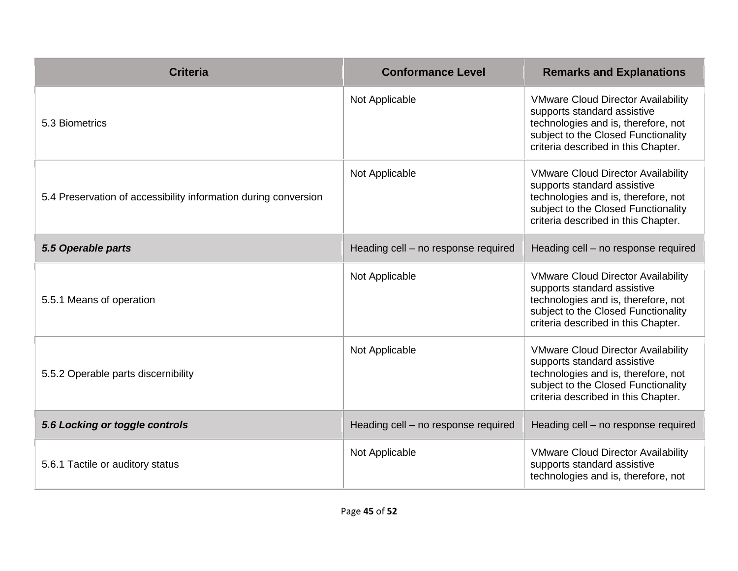| Criteria | Conformance Level | Remarks and Explanations |
|---|---|---|
| 5.3 Biometrics | Not Applicable | VMware Cloud Director Availability supports standard assistive technologies and is, therefore, not subject to the Closed Functionality criteria described in this Chapter. |
| 5.4 Preservation of accessibility information during conversion | Not Applicable | VMware Cloud Director Availability supports standard assistive technologies and is, therefore, not subject to the Closed Functionality criteria described in this Chapter. |
| ***5.5 Operable parts*** | Heading cell – no response required | Heading cell – no response required |
| 5.5.1 Means of operation | Not Applicable | VMware Cloud Director Availability supports standard assistive technologies and is, therefore, not subject to the Closed Functionality criteria described in this Chapter. |
| 5.5.2 Operable parts discernibility | Not Applicable | VMware Cloud Director Availability supports standard assistive technologies and is, therefore, not subject to the Closed Functionality criteria described in this Chapter. |
| ***5.6 Locking or toggle controls*** | Heading cell – no response required | Heading cell – no response required |
| 5.6.1 Tactile or auditory status | Not Applicable | VMware Cloud Director Availability supports standard assistive technologies and is, therefore, not |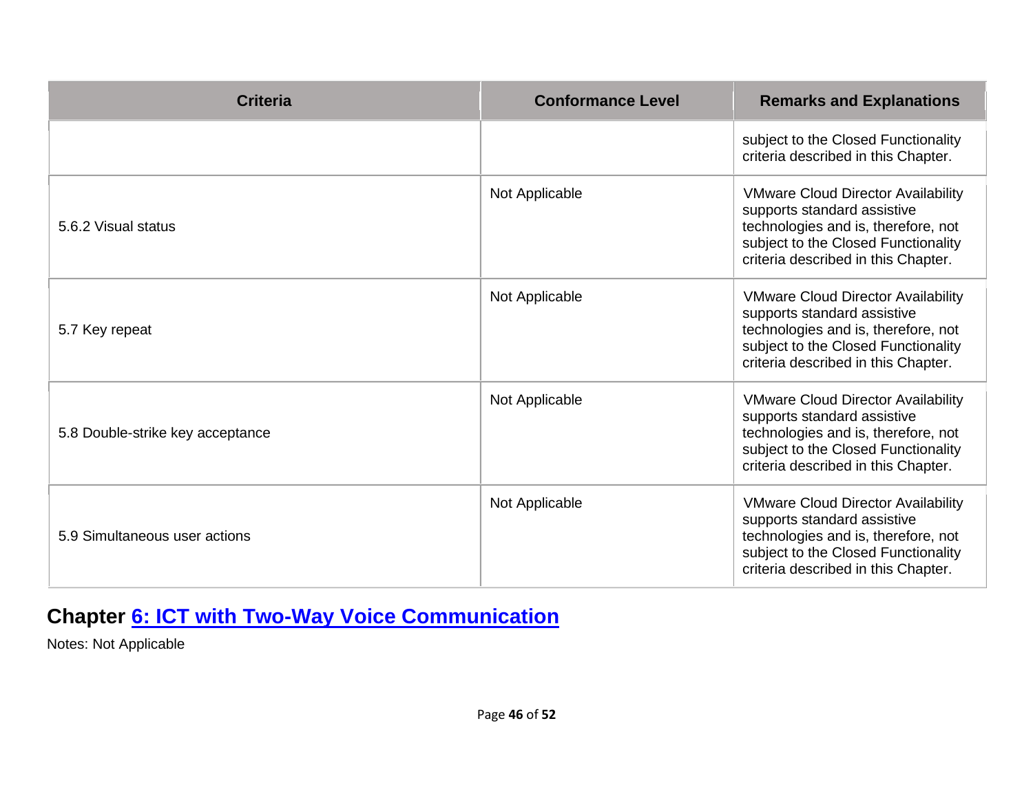| Criteria | Conformance Level | Remarks and Explanations |
|---|---|---|
| | | subject to the Closed Functionality criteria described in this Chapter. |
| 5.6.2 Visual status | Not Applicable | VMware Cloud Director Availability supports standard assistive technologies and is, therefore, not subject to the Closed Functionality criteria described in this Chapter. |
| 5.7 Key repeat | Not Applicable | VMware Cloud Director Availability supports standard assistive technologies and is, therefore, not subject to the Closed Functionality criteria described in this Chapter. |
| 5.8 Double-strike key acceptance | Not Applicable | VMware Cloud Director Availability supports standard assistive technologies and is, therefore, not subject to the Closed Functionality criteria described in this Chapter. |
| 5.9 Simultaneous user actions | Not Applicable | VMware Cloud Director Availability supports standard assistive technologies and is, therefore, not subject to the Closed Functionality criteria described in this Chapter. |

## Chapter 6: ICT with Two-Way Voice Communication

Notes: Not Applicable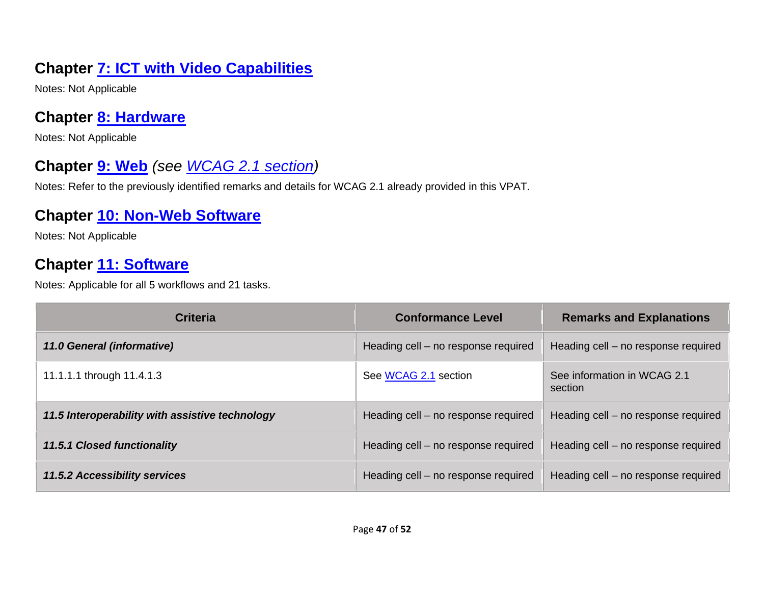## Chapter 7: ICT with Video Capabilities

Notes: Not Applicable

## Chapter 8: Hardware

Notes: Not Applicable

## Chapter 9: Web *(see WCAG 2.1 section)*

Notes: Refer to the previously identified remarks and details for WCAG 2.1 already provided in this VPAT.

## Chapter 10: Non-Web Software

Notes: Not Applicable

## Chapter 11: Software

Notes: Applicable for all 5 workflows and 21 tasks.

| Criteria | Conformance Level | Remarks and Explanations |
| --- | --- | --- |
| ***11.0 General (informative)*** | Heading cell – no response required | Heading cell – no response required |
| 11.1.1.1 through 11.4.1.3 | See WCAG 2.1 section | See information in WCAG 2.1 section |
| ***11.5 Interoperability with assistive technology*** | Heading cell – no response required | Heading cell – no response required |
| ***11.5.1 Closed functionality*** | Heading cell – no response required | Heading cell – no response required |
| ***11.5.2 Accessibility services*** | Heading cell – no response required | Heading cell – no response required |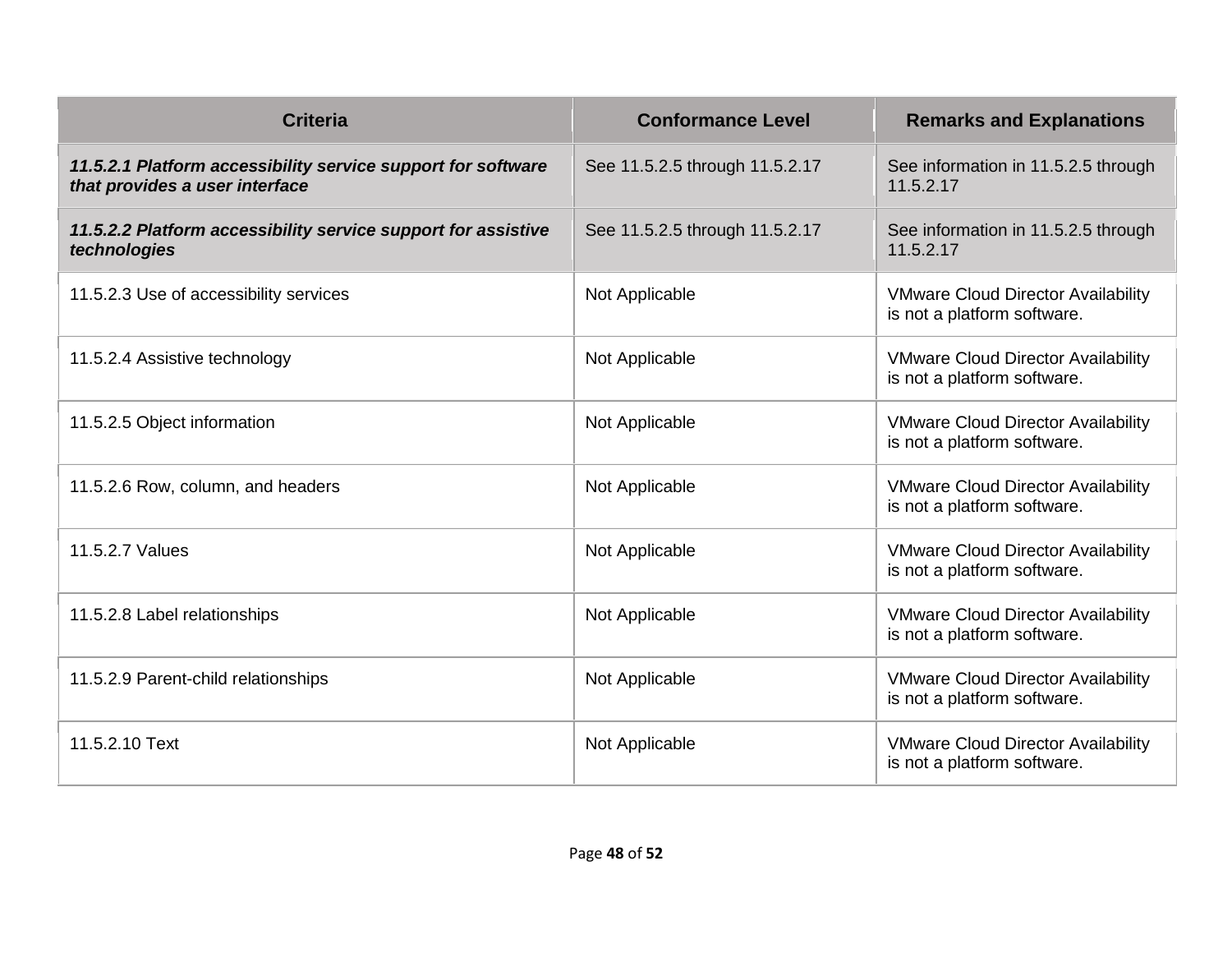| Criteria | Conformance Level | Remarks and Explanations |
|---|---|---|
| ***11.5.2.1 Platform accessibility service support for software that provides a user interface*** | See 11.5.2.5 through 11.5.2.17 | See information in 11.5.2.5 through 11.5.2.17 |
| ***11.5.2.2 Platform accessibility service support for assistive technologies*** | See 11.5.2.5 through 11.5.2.17 | See information in 11.5.2.5 through 11.5.2.17 |
| 11.5.2.3 Use of accessibility services | Not Applicable | VMware Cloud Director Availability is not a platform software. |
| 11.5.2.4 Assistive technology | Not Applicable | VMware Cloud Director Availability is not a platform software. |
| 11.5.2.5 Object information | Not Applicable | VMware Cloud Director Availability is not a platform software. |
| 11.5.2.6 Row, column, and headers | Not Applicable | VMware Cloud Director Availability is not a platform software. |
| 11.5.2.7 Values | Not Applicable | VMware Cloud Director Availability is not a platform software. |
| 11.5.2.8 Label relationships | Not Applicable | VMware Cloud Director Availability is not a platform software. |
| 11.5.2.9 Parent-child relationships | Not Applicable | VMware Cloud Director Availability is not a platform software. |
| 11.5.2.10 Text | Not Applicable | VMware Cloud Director Availability is not a platform software. |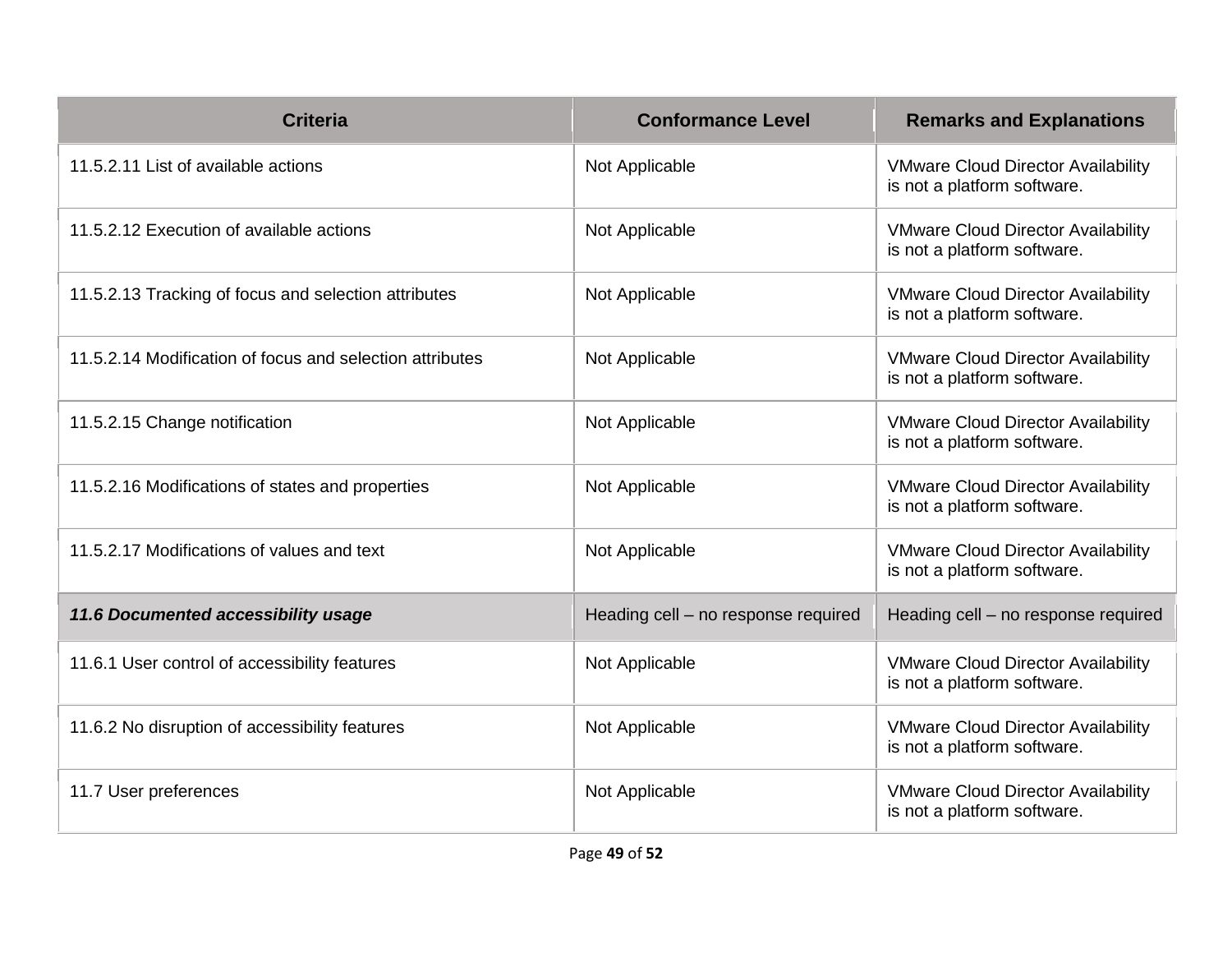| Criteria | Conformance Level | Remarks and Explanations |
|---|---|---|
| 11.5.2.11 List of available actions | Not Applicable | VMware Cloud Director Availability is not a platform software. |
| 11.5.2.12 Execution of available actions | Not Applicable | VMware Cloud Director Availability is not a platform software. |
| 11.5.2.13 Tracking of focus and selection attributes | Not Applicable | VMware Cloud Director Availability is not a platform software. |
| 11.5.2.14 Modification of focus and selection attributes | Not Applicable | VMware Cloud Director Availability is not a platform software. |
| 11.5.2.15 Change notification | Not Applicable | VMware Cloud Director Availability is not a platform software. |
| 11.5.2.16 Modifications of states and properties | Not Applicable | VMware Cloud Director Availability is not a platform software. |
| 11.5.2.17 Modifications of values and text | Not Applicable | VMware Cloud Director Availability is not a platform software. |
| ***11.6 Documented accessibility usage*** | Heading cell – no response required | Heading cell – no response required |
| 11.6.1 User control of accessibility features | Not Applicable | VMware Cloud Director Availability is not a platform software. |
| 11.6.2 No disruption of accessibility features | Not Applicable | VMware Cloud Director Availability is not a platform software. |
| 11.7 User preferences | Not Applicable | VMware Cloud Director Availability is not a platform software. |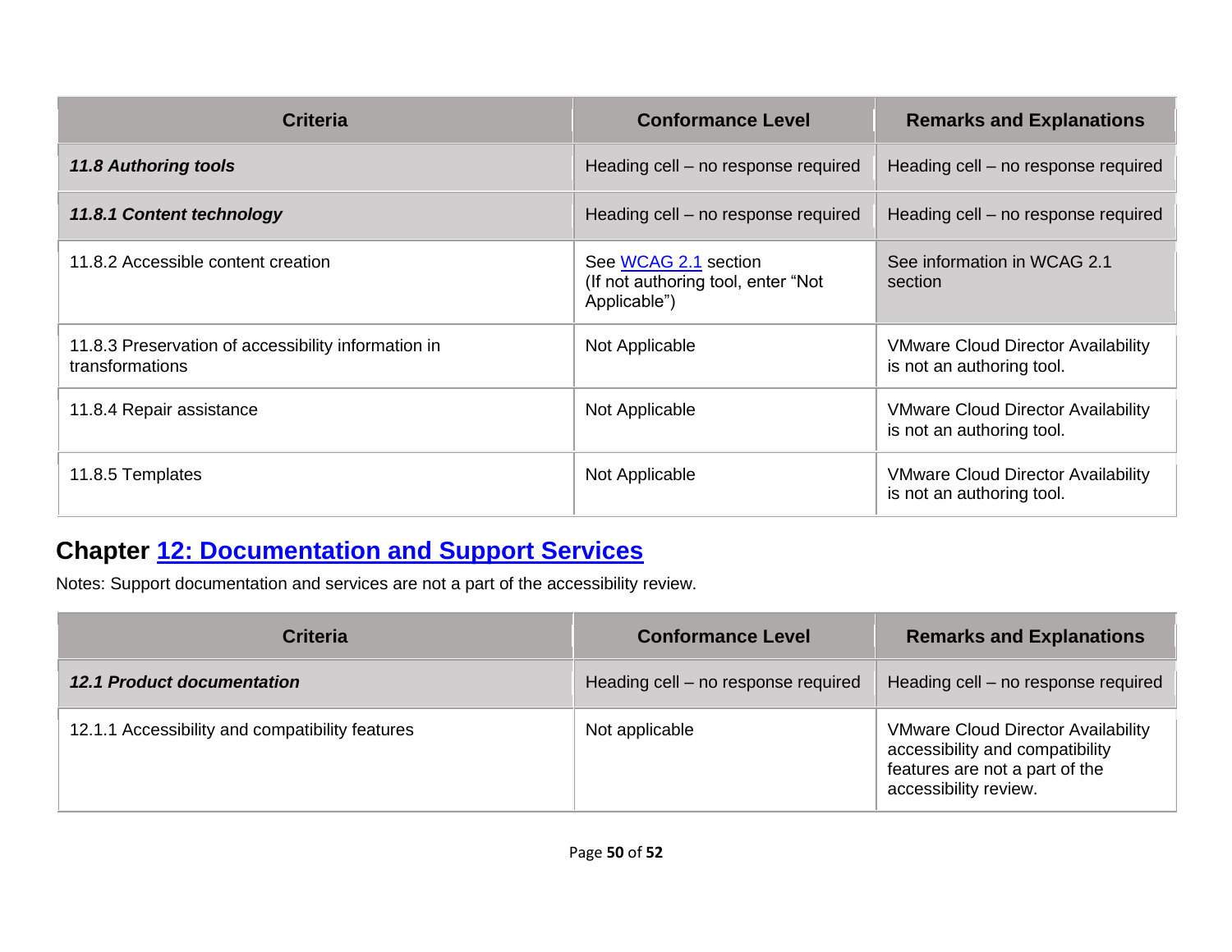| Criteria | Conformance Level | Remarks and Explanations |
|---|---|---|
| ***11.8 Authoring tools*** | Heading cell – no response required | Heading cell – no response required |
| ***11.8.1 Content technology*** | Heading cell – no response required | Heading cell – no response required |
| 11.8.2 Accessible content creation | See [WCAG 2.1]() section (If not authoring tool, enter "Not Applicable") | See information in WCAG 2.1 section |
| 11.8.3 Preservation of accessibility information in transformations | Not Applicable | VMware Cloud Director Availability is not an authoring tool. |
| 11.8.4 Repair assistance | Not Applicable | VMware Cloud Director Availability is not an authoring tool. |
| 11.8.5 Templates | Not Applicable | VMware Cloud Director Availability is not an authoring tool. |

## Chapter [12: Documentation and Support Services]()

Notes: Support documentation and services are not a part of the accessibility review.

| Criteria | Conformance Level | Remarks and Explanations |
|---|---|---|
| ***12.1 Product documentation*** | Heading cell – no response required | Heading cell – no response required |
| 12.1.1 Accessibility and compatibility features | Not applicable | VMware Cloud Director Availability accessibility and compatibility features are not a part of the accessibility review. |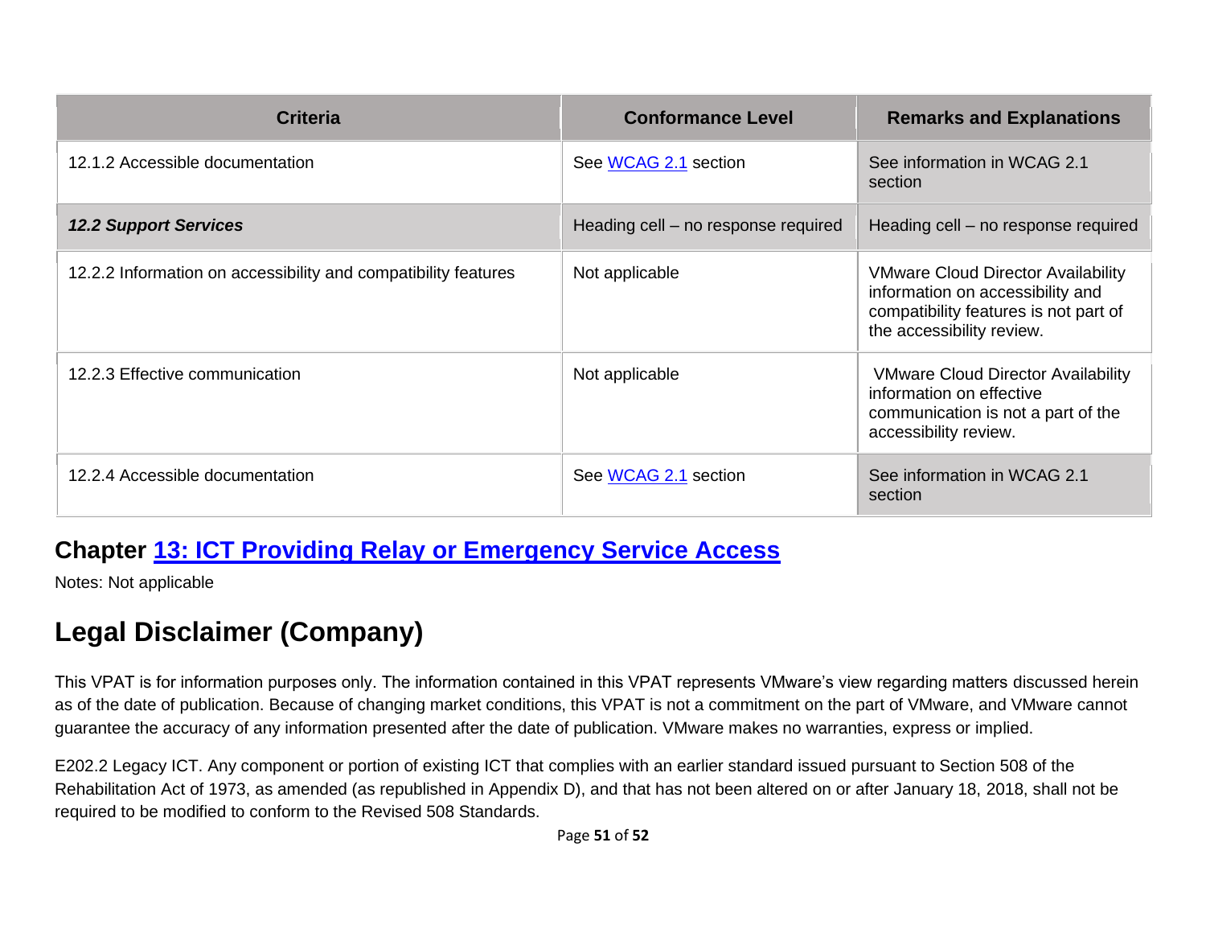| Criteria | Conformance Level | Remarks and Explanations |
|---|---|---|
| 12.1.2 Accessible documentation | See [WCAG 2.1](#) section | See information in WCAG 2.1 section |
| ***12.2 Support Services*** | Heading cell – no response required | Heading cell – no response required |
| 12.2.2 Information on accessibility and compatibility features | Not applicable | VMware Cloud Director Availability information on accessibility and compatibility features is not part of the accessibility review. |
| 12.2.3 Effective communication | Not applicable | VMware Cloud Director Availability information on effective communication is not a part of the accessibility review. |
| 12.2.4 Accessible documentation | See [WCAG 2.1](#) section | See information in WCAG 2.1 section |

### Chapter [13: ICT Providing Relay or Emergency Service Access](#)

Notes: Not applicable

## Legal Disclaimer (Company)

This VPAT is for information purposes only. The information contained in this VPAT represents VMware's view regarding matters discussed herein as of the date of publication. Because of changing market conditions, this VPAT is not a commitment on the part of VMware, and VMware cannot guarantee the accuracy of any information presented after the date of publication. VMware makes no warranties, express or implied.

E202.2 Legacy ICT. Any component or portion of existing ICT that complies with an earlier standard issued pursuant to Section 508 of the Rehabilitation Act of 1973, as amended (as republished in Appendix D), and that has not been altered on or after January 18, 2018, shall not be required to be modified to conform to the Revised 508 Standards.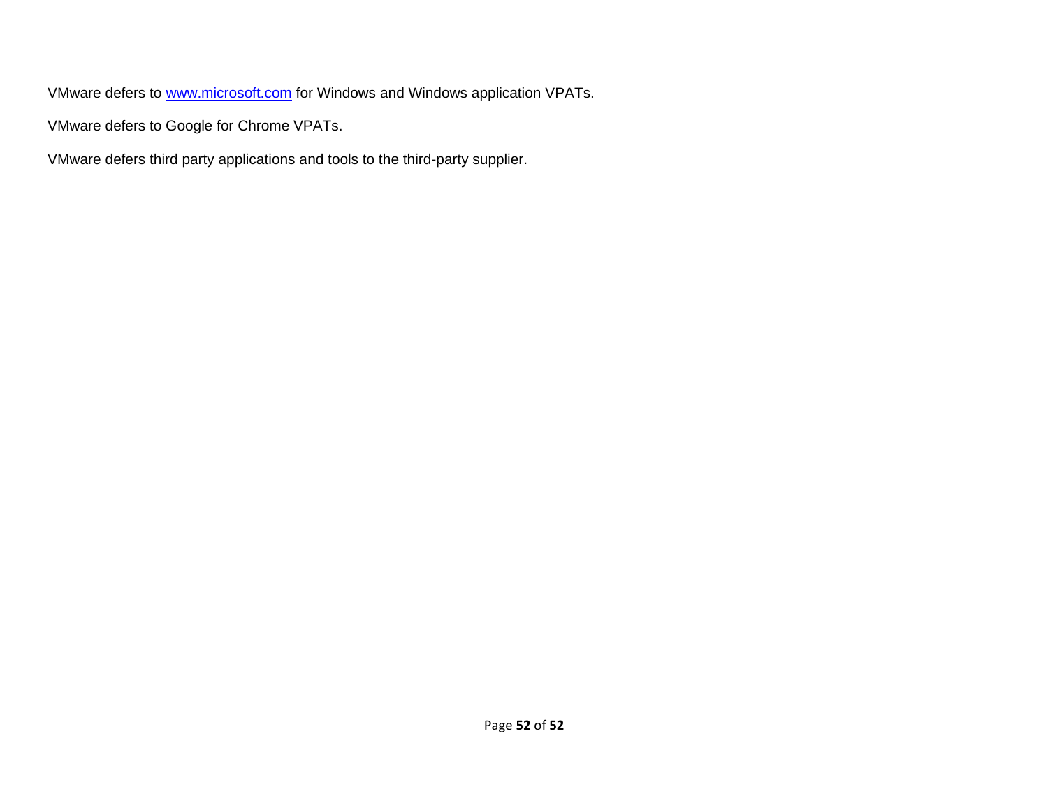VMware defers to [www.microsoft.com](http://www.microsoft.com) for Windows and Windows application VPATs.

VMware defers to Google for Chrome VPATs.

VMware defers third party applications and tools to the third-party supplier.